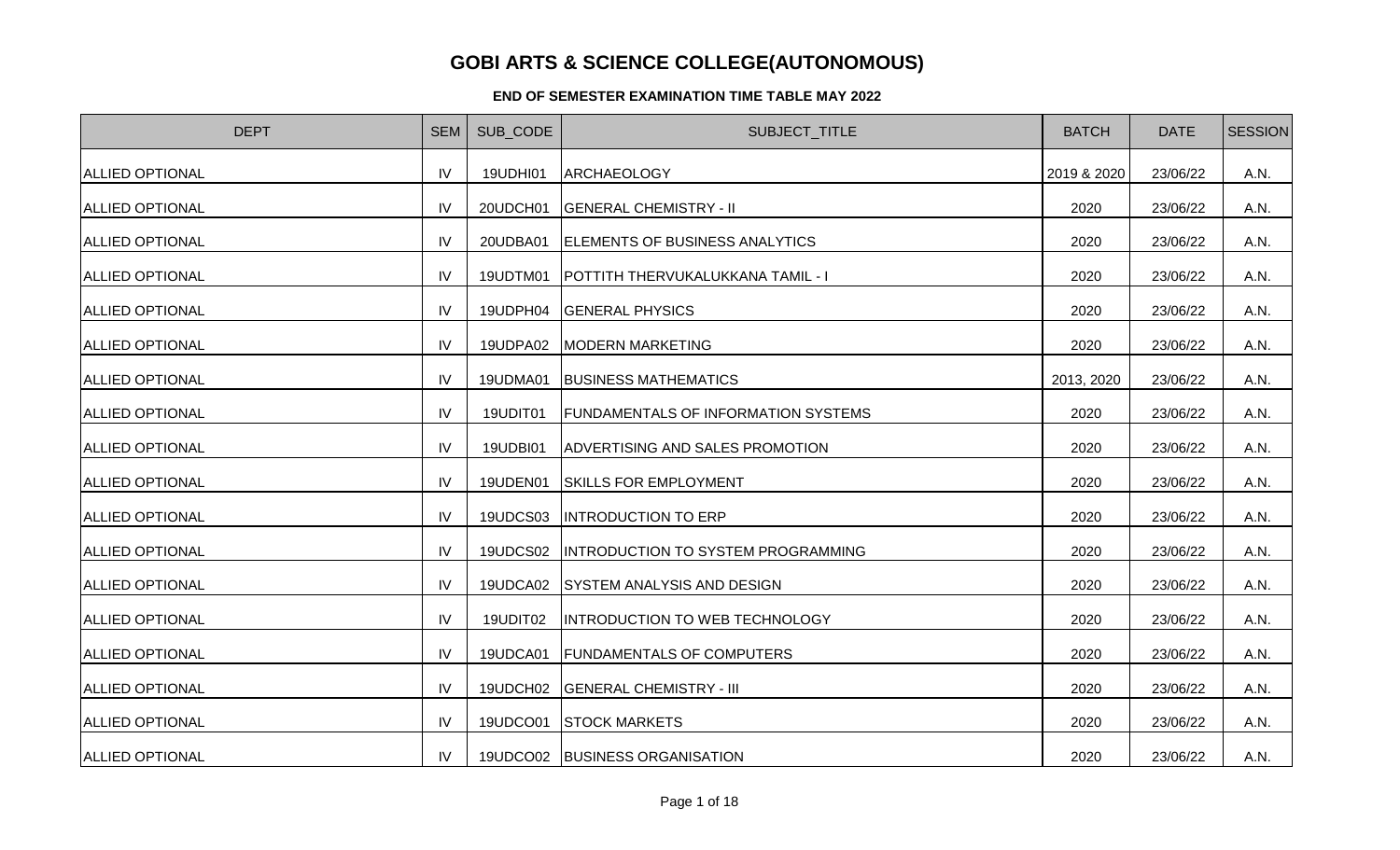# GOBI ARTS & SCIENCE COLLEGE(AUTONOMOUS)

### END OF SEMESTER EXAMINATION TIME TABLE MAY 2022

| DEPT | SEM | SUB_CODE | SUBJECT_TITLE | BATCH | DATE | SESSION |
|---|---|---|---|---|---|---|
| ALLIED OPTIONAL | IV | 19UDHI01 | ARCHAEOLOGY | 2019 & 2020 | 23/06/22 | A.N. |
| ALLIED OPTIONAL | IV | 20UDCH01 | GENERAL CHEMISTRY - II | 2020 | 23/06/22 | A.N. |
| ALLIED OPTIONAL | IV | 20UDBA01 | ELEMENTS OF BUSINESS ANALYTICS | 2020 | 23/06/22 | A.N. |
| ALLIED OPTIONAL | IV | 19UDTM01 | POTTITH THERVUKALUKKANA TAMIL - I | 2020 | 23/06/22 | A.N. |
| ALLIED OPTIONAL | IV | 19UDPH04 | GENERAL PHYSICS | 2020 | 23/06/22 | A.N. |
| ALLIED OPTIONAL | IV | 19UDPA02 | MODERN MARKETING | 2020 | 23/06/22 | A.N. |
| ALLIED OPTIONAL | IV | 19UDMA01 | BUSINESS MATHEMATICS | 2013, 2020 | 23/06/22 | A.N. |
| ALLIED OPTIONAL | IV | 19UDIT01 | FUNDAMENTALS OF INFORMATION SYSTEMS | 2020 | 23/06/22 | A.N. |
| ALLIED OPTIONAL | IV | 19UDBI01 | ADVERTISING AND SALES PROMOTION | 2020 | 23/06/22 | A.N. |
| ALLIED OPTIONAL | IV | 19UDEN01 | SKILLS FOR EMPLOYMENT | 2020 | 23/06/22 | A.N. |
| ALLIED OPTIONAL | IV | 19UDCS03 | INTRODUCTION TO ERP | 2020 | 23/06/22 | A.N. |
| ALLIED OPTIONAL | IV | 19UDCS02 | INTRODUCTION TO SYSTEM PROGRAMMING | 2020 | 23/06/22 | A.N. |
| ALLIED OPTIONAL | IV | 19UDCA02 | SYSTEM ANALYSIS AND DESIGN | 2020 | 23/06/22 | A.N. |
| ALLIED OPTIONAL | IV | 19UDIT02 | INTRODUCTION TO WEB TECHNOLOGY | 2020 | 23/06/22 | A.N. |
| ALLIED OPTIONAL | IV | 19UDCA01 | FUNDAMENTALS OF COMPUTERS | 2020 | 23/06/22 | A.N. |
| ALLIED OPTIONAL | IV | 19UDCH02 | GENERAL CHEMISTRY - III | 2020 | 23/06/22 | A.N. |
| ALLIED OPTIONAL | IV | 19UDCO01 | STOCK MARKETS | 2020 | 23/06/22 | A.N. |
| ALLIED OPTIONAL | IV | 19UDCO02 | BUSINESS ORGANISATION | 2020 | 23/06/22 | A.N. |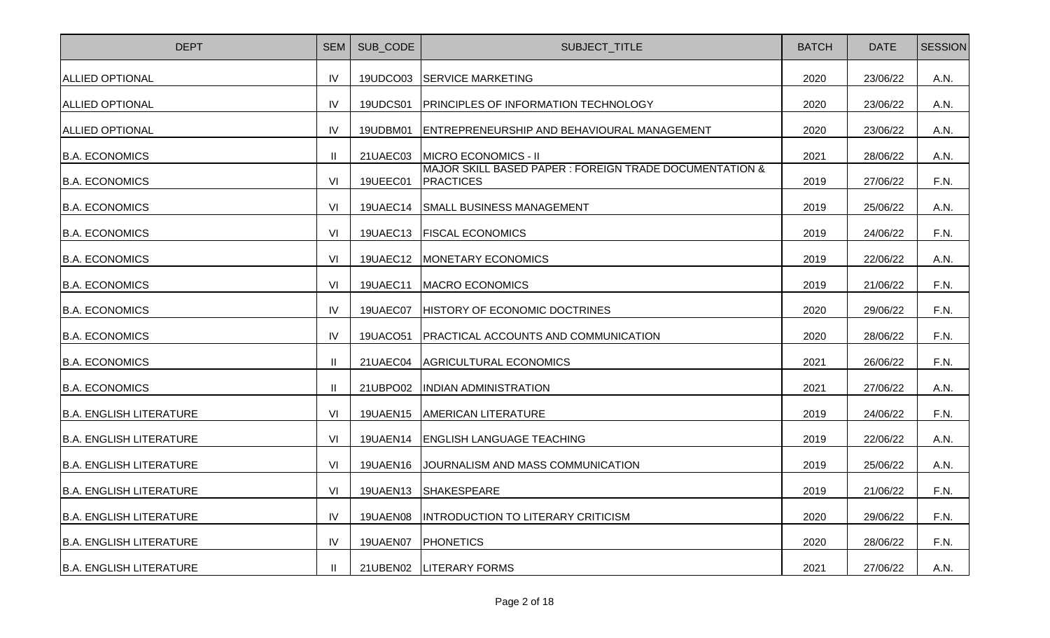| DEPT | SEM | SUB_CODE | SUBJECT_TITLE | BATCH | DATE | SESSION |
|---|---|---|---|---|---|---|
| ALLIED OPTIONAL | IV | 19UDCO03 | SERVICE MARKETING | 2020 | 23/06/22 | A.N. |
| ALLIED OPTIONAL | IV | 19UDCS01 | PRINCIPLES OF INFORMATION TECHNOLOGY | 2020 | 23/06/22 | A.N. |
| ALLIED OPTIONAL | IV | 19UDBM01 | ENTREPRENEURSHIP AND BEHAVIOURAL MANAGEMENT | 2020 | 23/06/22 | A.N. |
| B.A. ECONOMICS | II | 21UAEC03 | MICRO ECONOMICS - II | 2021 | 28/06/22 | A.N. |
| B.A. ECONOMICS | VI | 19UEEC01 | MAJOR SKILL BASED PAPER : FOREIGN TRADE DOCUMENTATION & PRACTICES | 2019 | 27/06/22 | F.N. |
| B.A. ECONOMICS | VI | 19UAEC14 | SMALL BUSINESS MANAGEMENT | 2019 | 25/06/22 | A.N. |
| B.A. ECONOMICS | VI | 19UAEC13 | FISCAL ECONOMICS | 2019 | 24/06/22 | F.N. |
| B.A. ECONOMICS | VI | 19UAEC12 | MONETARY ECONOMICS | 2019 | 22/06/22 | A.N. |
| B.A. ECONOMICS | VI | 19UAEC11 | MACRO ECONOMICS | 2019 | 21/06/22 | F.N. |
| B.A. ECONOMICS | IV | 19UAEC07 | HISTORY OF ECONOMIC DOCTRINES | 2020 | 29/06/22 | F.N. |
| B.A. ECONOMICS | IV | 19UACO51 | PRACTICAL ACCOUNTS AND COMMUNICATION | 2020 | 28/06/22 | F.N. |
| B.A. ECONOMICS | II | 21UAEC04 | AGRICULTURAL ECONOMICS | 2021 | 26/06/22 | F.N. |
| B.A. ECONOMICS | II | 21UBPO02 | INDIAN ADMINISTRATION | 2021 | 27/06/22 | A.N. |
| B.A. ENGLISH LITERATURE | VI | 19UAEN15 | AMERICAN LITERATURE | 2019 | 24/06/22 | F.N. |
| B.A. ENGLISH LITERATURE | VI | 19UAEN14 | ENGLISH LANGUAGE TEACHING | 2019 | 22/06/22 | A.N. |
| B.A. ENGLISH LITERATURE | VI | 19UAEN16 | JOURNALISM AND MASS COMMUNICATION | 2019 | 25/06/22 | A.N. |
| B.A. ENGLISH LITERATURE | VI | 19UAEN13 | SHAKESPEARE | 2019 | 21/06/22 | F.N. |
| B.A. ENGLISH LITERATURE | IV | 19UAEN08 | INTRODUCTION TO LITERARY CRITICISM | 2020 | 29/06/22 | F.N. |
| B.A. ENGLISH LITERATURE | IV | 19UAEN07 | PHONETICS | 2020 | 28/06/22 | F.N. |
| B.A. ENGLISH LITERATURE | II | 21UBEN02 | LITERARY FORMS | 2021 | 27/06/22 | A.N. |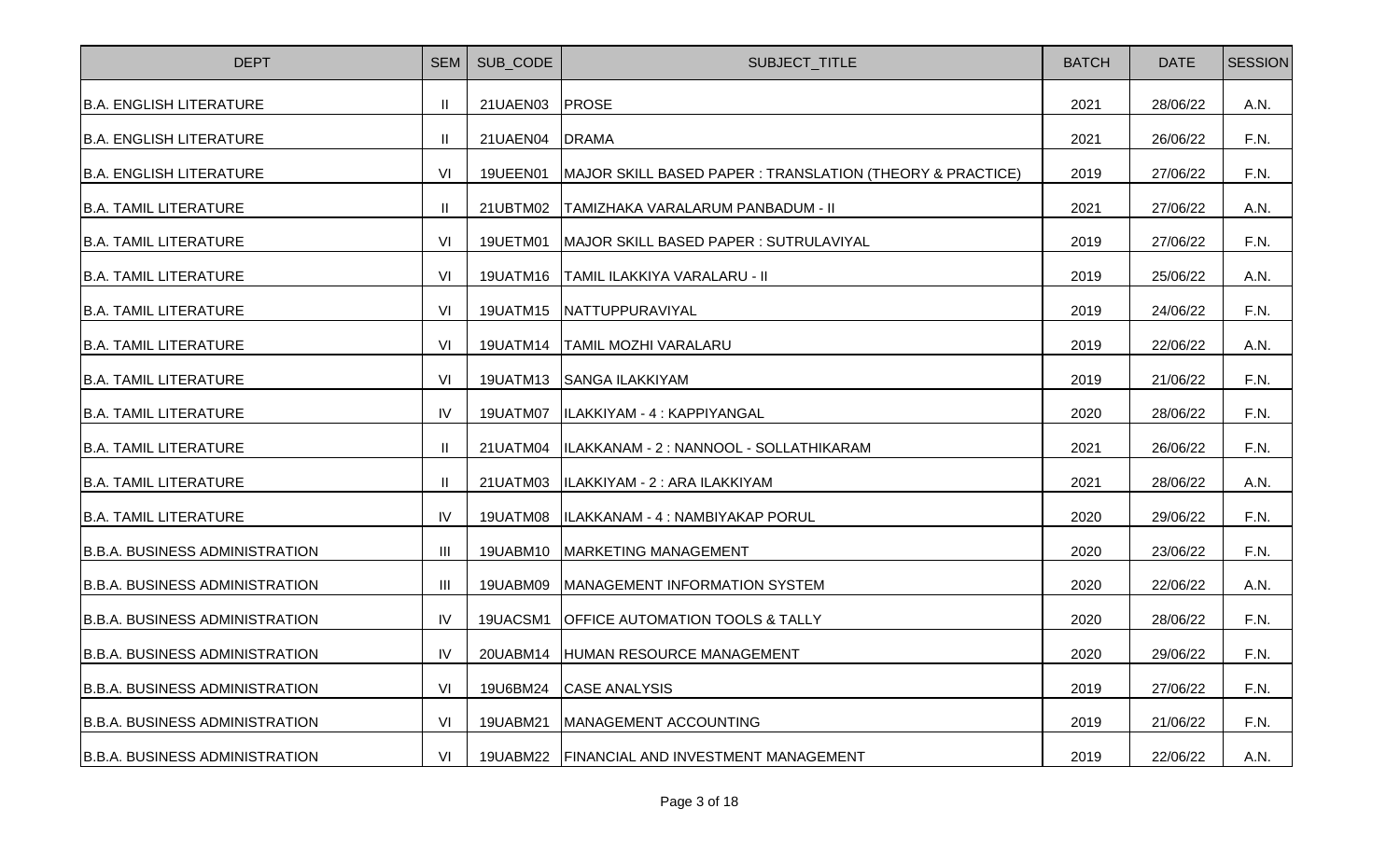| DEPT | SEM | SUB_CODE | SUBJECT_TITLE | BATCH | DATE | SESSION |
|---|---|---|---|---|---|---|
| B.A. ENGLISH LITERATURE | II | 21UAEN03 | PROSE | 2021 | 28/06/22 | A.N. |
| B.A. ENGLISH LITERATURE | II | 21UAEN04 | DRAMA | 2021 | 26/06/22 | F.N. |
| B.A. ENGLISH LITERATURE | VI | 19UEEN01 | MAJOR SKILL BASED PAPER : TRANSLATION (THEORY & PRACTICE) | 2019 | 27/06/22 | F.N. |
| B.A. TAMIL LITERATURE | II | 21UBTM02 | TAMIZHAKA VARALARUM PANBADUM - II | 2021 | 27/06/22 | A.N. |
| B.A. TAMIL LITERATURE | VI | 19UETM01 | MAJOR SKILL BASED PAPER : SUTRULAVIYAL | 2019 | 27/06/22 | F.N. |
| B.A. TAMIL LITERATURE | VI | 19UATM16 | TAMIL ILAKKIYA VARALARU - II | 2019 | 25/06/22 | A.N. |
| B.A. TAMIL LITERATURE | VI | 19UATM15 | NATTUPPURAVIYAL | 2019 | 24/06/22 | F.N. |
| B.A. TAMIL LITERATURE | VI | 19UATM14 | TAMIL MOZHI VARALARU | 2019 | 22/06/22 | A.N. |
| B.A. TAMIL LITERATURE | VI | 19UATM13 | SANGA ILAKKIYAM | 2019 | 21/06/22 | F.N. |
| B.A. TAMIL LITERATURE | IV | 19UATM07 | ILAKKIYAM - 4 : KAPPIYANGAL | 2020 | 28/06/22 | F.N. |
| B.A. TAMIL LITERATURE | II | 21UATM04 | ILAKKANAM - 2 : NANNOOL - SOLLATHIKARAM | 2021 | 26/06/22 | F.N. |
| B.A. TAMIL LITERATURE | II | 21UATM03 | ILAKKIYAM - 2 : ARA ILAKKIYAM | 2021 | 28/06/22 | A.N. |
| B.A. TAMIL LITERATURE | IV | 19UATM08 | ILAKKANAM - 4 : NAMBIYAKAP PORUL | 2020 | 29/06/22 | F.N. |
| B.B.A. BUSINESS ADMINISTRATION | III | 19UABM10 | MARKETING MANAGEMENT | 2020 | 23/06/22 | F.N. |
| B.B.A. BUSINESS ADMINISTRATION | III | 19UABM09 | MANAGEMENT INFORMATION SYSTEM | 2020 | 22/06/22 | A.N. |
| B.B.A. BUSINESS ADMINISTRATION | IV | 19UACSM1 | OFFICE AUTOMATION TOOLS & TALLY | 2020 | 28/06/22 | F.N. |
| B.B.A. BUSINESS ADMINISTRATION | IV | 20UABM14 | HUMAN RESOURCE MANAGEMENT | 2020 | 29/06/22 | F.N. |
| B.B.A. BUSINESS ADMINISTRATION | VI | 19U6BM24 | CASE ANALYSIS | 2019 | 27/06/22 | F.N. |
| B.B.A. BUSINESS ADMINISTRATION | VI | 19UABM21 | MANAGEMENT ACCOUNTING | 2019 | 21/06/22 | F.N. |
| B.B.A. BUSINESS ADMINISTRATION | VI | 19UABM22 | FINANCIAL AND INVESTMENT MANAGEMENT | 2019 | 22/06/22 | A.N. |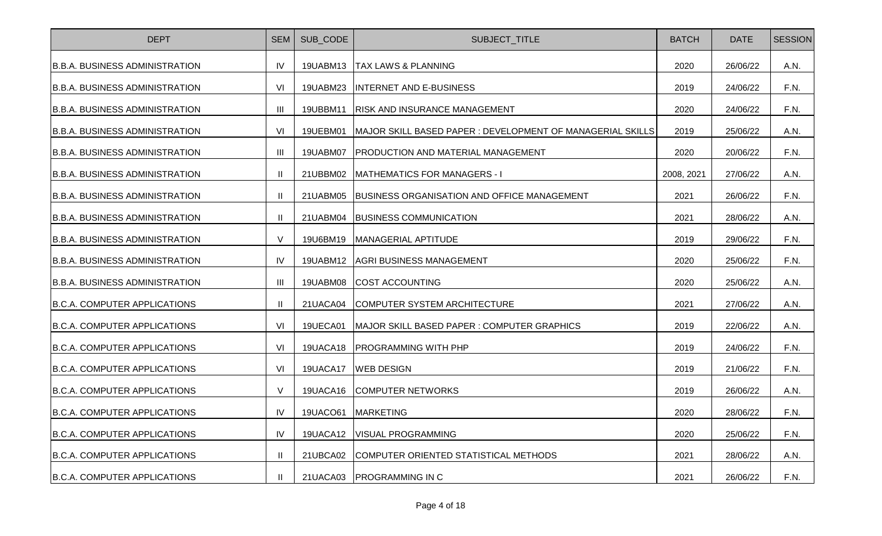| DEPT | SEM | SUB_CODE | SUBJECT_TITLE | BATCH | DATE | SESSION |
|---|---|---|---|---|---|---|
| B.B.A. BUSINESS ADMINISTRATION | IV | 19UABM13 | TAX LAWS & PLANNING | 2020 | 26/06/22 | A.N. |
| B.B.A. BUSINESS ADMINISTRATION | VI | 19UABM23 | INTERNET AND E-BUSINESS | 2019 | 24/06/22 | F.N. |
| B.B.A. BUSINESS ADMINISTRATION | III | 19UBBM11 | RISK AND INSURANCE MANAGEMENT | 2020 | 24/06/22 | F.N. |
| B.B.A. BUSINESS ADMINISTRATION | VI | 19UEBM01 | MAJOR SKILL BASED PAPER : DEVELOPMENT OF MANAGERIAL SKILLS | 2019 | 25/06/22 | A.N. |
| B.B.A. BUSINESS ADMINISTRATION | III | 19UABM07 | PRODUCTION AND MATERIAL MANAGEMENT | 2020 | 20/06/22 | F.N. |
| B.B.A. BUSINESS ADMINISTRATION | II | 21UBBM02 | MATHEMATICS FOR MANAGERS - I | 2008, 2021 | 27/06/22 | A.N. |
| B.B.A. BUSINESS ADMINISTRATION | II | 21UABM05 | BUSINESS ORGANISATION AND OFFICE MANAGEMENT | 2021 | 26/06/22 | F.N. |
| B.B.A. BUSINESS ADMINISTRATION | II | 21UABM04 | BUSINESS COMMUNICATION | 2021 | 28/06/22 | A.N. |
| B.B.A. BUSINESS ADMINISTRATION | V | 19U6BM19 | MANAGERIAL APTITUDE | 2019 | 29/06/22 | F.N. |
| B.B.A. BUSINESS ADMINISTRATION | IV | 19UABM12 | AGRI BUSINESS MANAGEMENT | 2020 | 25/06/22 | F.N. |
| B.B.A. BUSINESS ADMINISTRATION | III | 19UABM08 | COST ACCOUNTING | 2020 | 25/06/22 | A.N. |
| B.C.A. COMPUTER APPLICATIONS | II | 21UACA04 | COMPUTER SYSTEM ARCHITECTURE | 2021 | 27/06/22 | A.N. |
| B.C.A. COMPUTER APPLICATIONS | VI | 19UECA01 | MAJOR SKILL BASED PAPER : COMPUTER GRAPHICS | 2019 | 22/06/22 | A.N. |
| B.C.A. COMPUTER APPLICATIONS | VI | 19UACA18 | PROGRAMMING WITH PHP | 2019 | 24/06/22 | F.N. |
| B.C.A. COMPUTER APPLICATIONS | VI | 19UACA17 | WEB DESIGN | 2019 | 21/06/22 | F.N. |
| B.C.A. COMPUTER APPLICATIONS | V | 19UACA16 | COMPUTER NETWORKS | 2019 | 26/06/22 | A.N. |
| B.C.A. COMPUTER APPLICATIONS | IV | 19UACO61 | MARKETING | 2020 | 28/06/22 | F.N. |
| B.C.A. COMPUTER APPLICATIONS | IV | 19UACA12 | VISUAL PROGRAMMING | 2020 | 25/06/22 | F.N. |
| B.C.A. COMPUTER APPLICATIONS | II | 21UBCA02 | COMPUTER ORIENTED STATISTICAL METHODS | 2021 | 28/06/22 | A.N. |
| B.C.A. COMPUTER APPLICATIONS | II | 21UACA03 | PROGRAMMING IN C | 2021 | 26/06/22 | F.N. |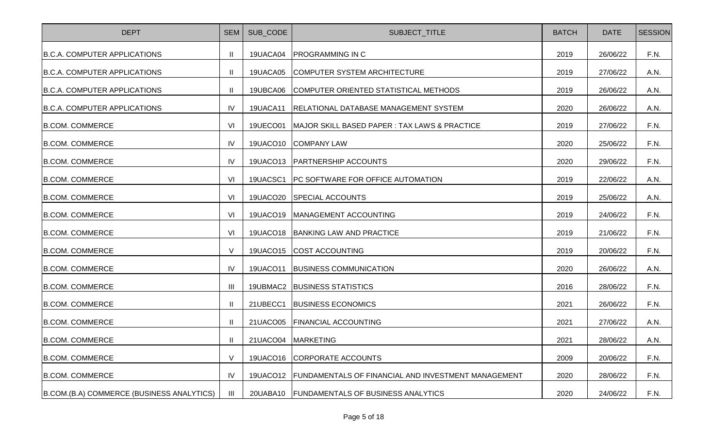| DEPT | SEM | SUB_CODE | SUBJECT_TITLE | BATCH | DATE | SESSION |
|---|---|---|---|---|---|---|
| B.C.A. COMPUTER APPLICATIONS | II | 19UACA04 | PROGRAMMING IN C | 2019 | 26/06/22 | F.N. |
| B.C.A. COMPUTER APPLICATIONS | II | 19UACA05 | COMPUTER SYSTEM ARCHITECTURE | 2019 | 27/06/22 | A.N. |
| B.C.A. COMPUTER APPLICATIONS | II | 19UBCA06 | COMPUTER ORIENTED STATISTICAL METHODS | 2019 | 26/06/22 | A.N. |
| B.C.A. COMPUTER APPLICATIONS | IV | 19UACA11 | RELATIONAL DATABASE MANAGEMENT SYSTEM | 2020 | 26/06/22 | A.N. |
| B.COM. COMMERCE | VI | 19UECO01 | MAJOR SKILL BASED PAPER : TAX LAWS & PRACTICE | 2019 | 27/06/22 | F.N. |
| B.COM. COMMERCE | IV | 19UACO10 | COMPANY LAW | 2020 | 25/06/22 | F.N. |
| B.COM. COMMERCE | IV | 19UACO13 | PARTNERSHIP ACCOUNTS | 2020 | 29/06/22 | F.N. |
| B.COM. COMMERCE | VI | 19UACSC1 | PC SOFTWARE FOR OFFICE AUTOMATION | 2019 | 22/06/22 | A.N. |
| B.COM. COMMERCE | VI | 19UACO20 | SPECIAL ACCOUNTS | 2019 | 25/06/22 | A.N. |
| B.COM. COMMERCE | VI | 19UACO19 | MANAGEMENT ACCOUNTING | 2019 | 24/06/22 | F.N. |
| B.COM. COMMERCE | VI | 19UACO18 | BANKING LAW AND PRACTICE | 2019 | 21/06/22 | F.N. |
| B.COM. COMMERCE | V | 19UACO15 | COST ACCOUNTING | 2019 | 20/06/22 | F.N. |
| B.COM. COMMERCE | IV | 19UACO11 | BUSINESS COMMUNICATION | 2020 | 26/06/22 | A.N. |
| B.COM. COMMERCE | III | 19UBMAC2 | BUSINESS STATISTICS | 2016 | 28/06/22 | F.N. |
| B.COM. COMMERCE | II | 21UBECC1 | BUSINESS ECONOMICS | 2021 | 26/06/22 | F.N. |
| B.COM. COMMERCE | II | 21UACO05 | FINANCIAL ACCOUNTING | 2021 | 27/06/22 | A.N. |
| B.COM. COMMERCE | II | 21UACO04 | MARKETING | 2021 | 28/06/22 | A.N. |
| B.COM. COMMERCE | V | 19UACO16 | CORPORATE ACCOUNTS | 2009 | 20/06/22 | F.N. |
| B.COM. COMMERCE | IV | 19UACO12 | FUNDAMENTALS OF FINANCIAL AND INVESTMENT MANAGEMENT | 2020 | 28/06/22 | F.N. |
| B.COM.(B.A) COMMERCE (BUSINESS ANALYTICS) | III | 20UABA10 | FUNDAMENTALS OF BUSINESS ANALYTICS | 2020 | 24/06/22 | F.N. |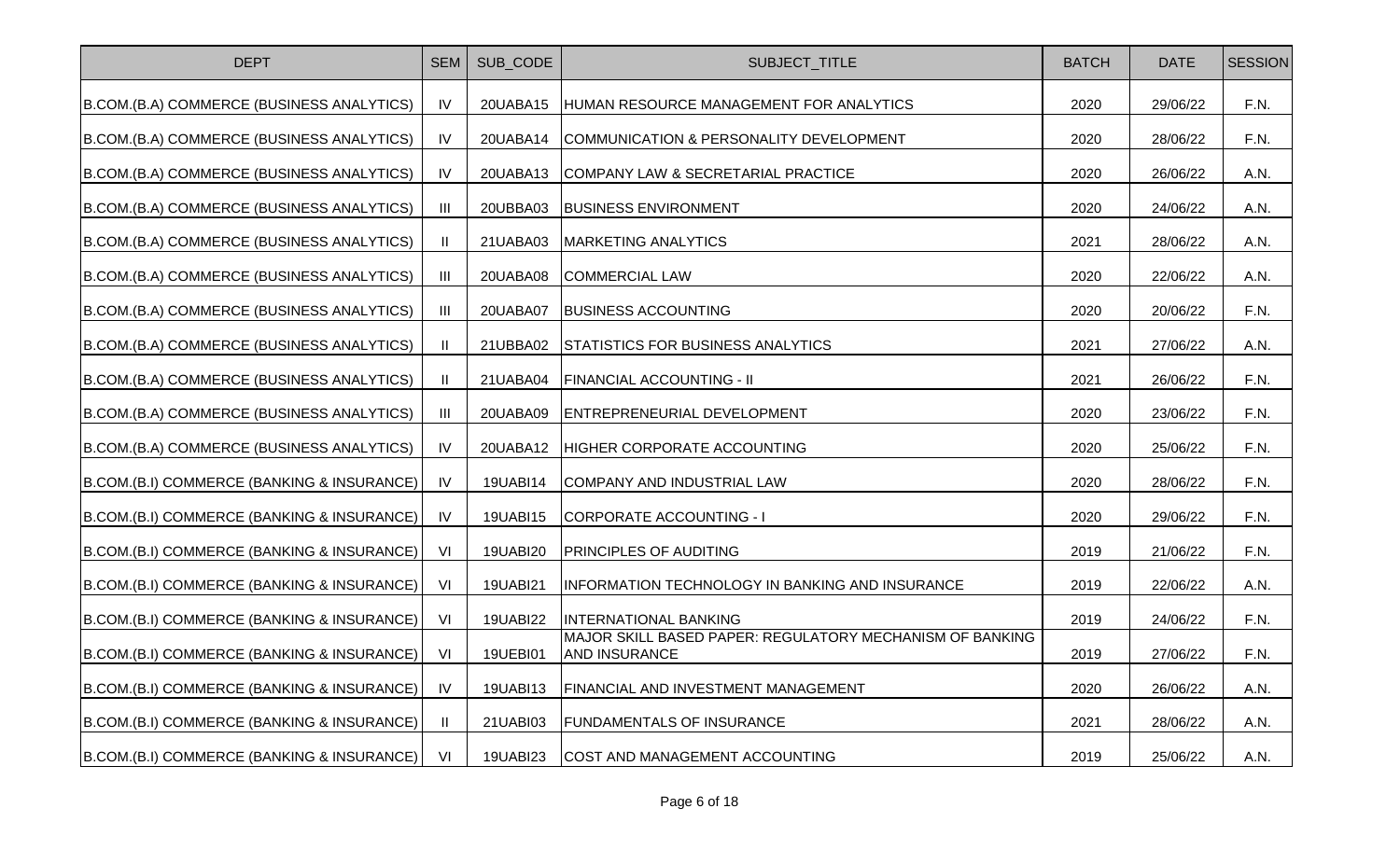| DEPT | SEM | SUB_CODE | SUBJECT_TITLE | BATCH | DATE | SESSION |
| --- | --- | --- | --- | --- | --- | --- |
| B.COM.(B.A) COMMERCE (BUSINESS ANALYTICS) | IV | 20UABA15 | HUMAN RESOURCE MANAGEMENT FOR ANALYTICS | 2020 | 29/06/22 | F.N. |
| B.COM.(B.A) COMMERCE (BUSINESS ANALYTICS) | IV | 20UABA14 | COMMUNICATION & PERSONALITY DEVELOPMENT | 2020 | 28/06/22 | F.N. |
| B.COM.(B.A) COMMERCE (BUSINESS ANALYTICS) | IV | 20UABA13 | COMPANY LAW & SECRETARIAL PRACTICE | 2020 | 26/06/22 | A.N. |
| B.COM.(B.A) COMMERCE (BUSINESS ANALYTICS) | III | 20UBBA03 | BUSINESS ENVIRONMENT | 2020 | 24/06/22 | A.N. |
| B.COM.(B.A) COMMERCE (BUSINESS ANALYTICS) | II | 21UABA03 | MARKETING ANALYTICS | 2021 | 28/06/22 | A.N. |
| B.COM.(B.A) COMMERCE (BUSINESS ANALYTICS) | III | 20UABA08 | COMMERCIAL LAW | 2020 | 22/06/22 | A.N. |
| B.COM.(B.A) COMMERCE (BUSINESS ANALYTICS) | III | 20UABA07 | BUSINESS ACCOUNTING | 2020 | 20/06/22 | F.N. |
| B.COM.(B.A) COMMERCE (BUSINESS ANALYTICS) | II | 21UBBA02 | STATISTICS FOR BUSINESS ANALYTICS | 2021 | 27/06/22 | A.N. |
| B.COM.(B.A) COMMERCE (BUSINESS ANALYTICS) | II | 21UABA04 | FINANCIAL ACCOUNTING - II | 2021 | 26/06/22 | F.N. |
| B.COM.(B.A) COMMERCE (BUSINESS ANALYTICS) | III | 20UABA09 | ENTREPRENEURIAL DEVELOPMENT | 2020 | 23/06/22 | F.N. |
| B.COM.(B.A) COMMERCE (BUSINESS ANALYTICS) | IV | 20UABA12 | HIGHER CORPORATE ACCOUNTING | 2020 | 25/06/22 | F.N. |
| B.COM.(B.I) COMMERCE (BANKING & INSURANCE) | IV | 19UABI14 | COMPANY AND INDUSTRIAL LAW | 2020 | 28/06/22 | F.N. |
| B.COM.(B.I) COMMERCE (BANKING & INSURANCE) | IV | 19UABI15 | CORPORATE ACCOUNTING - I | 2020 | 29/06/22 | F.N. |
| B.COM.(B.I) COMMERCE (BANKING & INSURANCE) | VI | 19UABI20 | PRINCIPLES OF AUDITING | 2019 | 21/06/22 | F.N. |
| B.COM.(B.I) COMMERCE (BANKING & INSURANCE) | VI | 19UABI21 | INFORMATION TECHNOLOGY IN BANKING AND INSURANCE | 2019 | 22/06/22 | A.N. |
| B.COM.(B.I) COMMERCE (BANKING & INSURANCE) | VI | 19UABI22 | INTERNATIONAL BANKING | 2019 | 24/06/22 | F.N. |
| B.COM.(B.I) COMMERCE (BANKING & INSURANCE) | VI | 19UEBI01 | MAJOR SKILL BASED PAPER: REGULATORY MECHANISM OF BANKING AND INSURANCE | 2019 | 27/06/22 | F.N. |
| B.COM.(B.I) COMMERCE (BANKING & INSURANCE) | IV | 19UABI13 | FINANCIAL AND INVESTMENT MANAGEMENT | 2020 | 26/06/22 | A.N. |
| B.COM.(B.I) COMMERCE (BANKING & INSURANCE) | II | 21UABI03 | FUNDAMENTALS OF INSURANCE | 2021 | 28/06/22 | A.N. |
| B.COM.(B.I) COMMERCE (BANKING & INSURANCE) | VI | 19UABI23 | COST AND MANAGEMENT ACCOUNTING | 2019 | 25/06/22 | A.N. |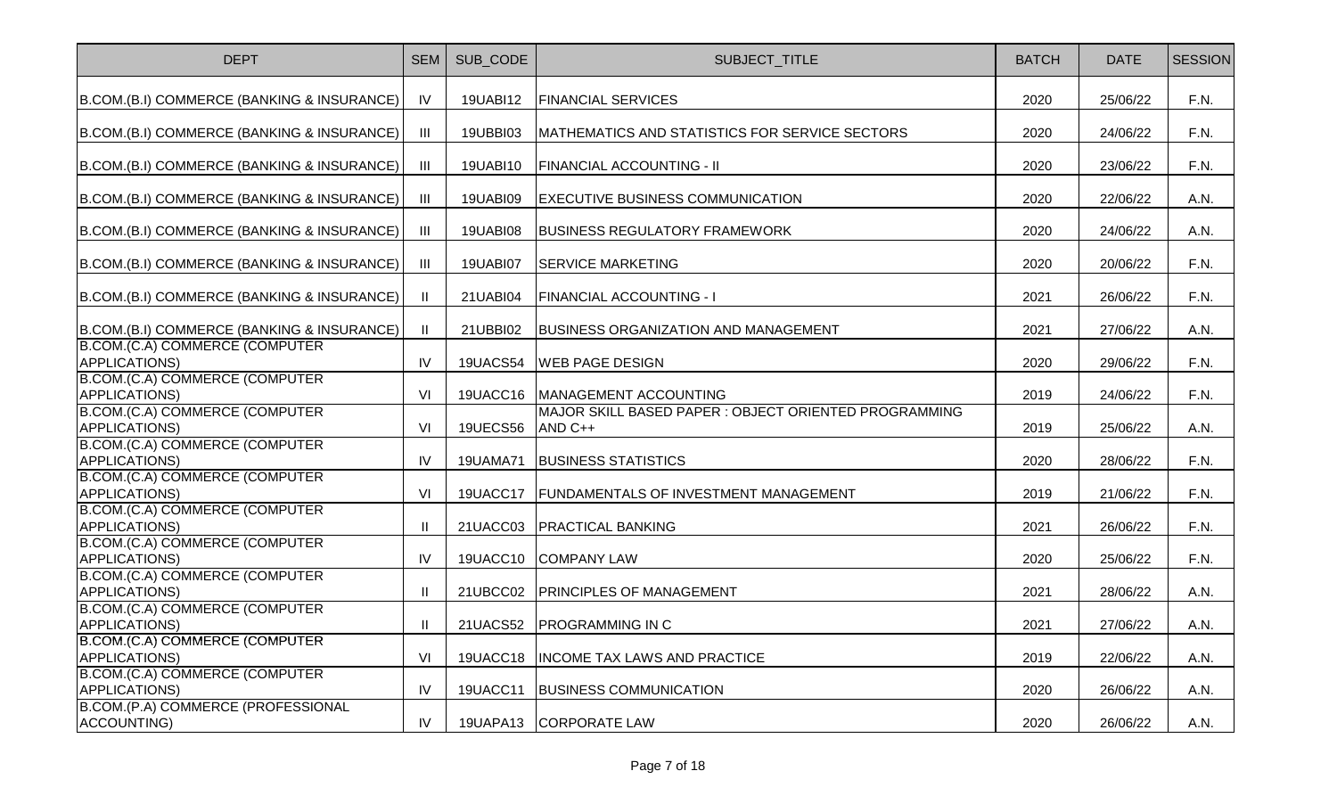| DEPT | SEM | SUB_CODE | SUBJECT_TITLE | BATCH | DATE | SESSION |
|---|---|---|---|---|---|---|
| B.COM.(B.I) COMMERCE (BANKING & INSURANCE) | IV | 19UABI12 | FINANCIAL SERVICES | 2020 | 25/06/22 | F.N. |
| B.COM.(B.I) COMMERCE (BANKING & INSURANCE) | III | 19UBBI03 | MATHEMATICS AND STATISTICS FOR SERVICE SECTORS | 2020 | 24/06/22 | F.N. |
| B.COM.(B.I) COMMERCE (BANKING & INSURANCE) | III | 19UABI10 | FINANCIAL ACCOUNTING - II | 2020 | 23/06/22 | F.N. |
| B.COM.(B.I) COMMERCE (BANKING & INSURANCE) | III | 19UABI09 | EXECUTIVE BUSINESS COMMUNICATION | 2020 | 22/06/22 | A.N. |
| B.COM.(B.I) COMMERCE (BANKING & INSURANCE) | III | 19UABI08 | BUSINESS REGULATORY FRAMEWORK | 2020 | 24/06/22 | A.N. |
| B.COM.(B.I) COMMERCE (BANKING & INSURANCE) | III | 19UABI07 | SERVICE MARKETING | 2020 | 20/06/22 | F.N. |
| B.COM.(B.I) COMMERCE (BANKING & INSURANCE) | II | 21UABI04 | FINANCIAL ACCOUNTING - I | 2021 | 26/06/22 | F.N. |
| B.COM.(B.I) COMMERCE (BANKING & INSURANCE) | II | 21UBBI02 | BUSINESS ORGANIZATION AND MANAGEMENT | 2021 | 27/06/22 | A.N. |
| B.COM.(C.A) COMMERCE (COMPUTER APPLICATIONS) | IV | 19UACS54 | WEB PAGE DESIGN | 2020 | 29/06/22 | F.N. |
| B.COM.(C.A) COMMERCE (COMPUTER APPLICATIONS) | VI | 19UACC16 | MANAGEMENT ACCOUNTING | 2019 | 24/06/22 | F.N. |
| B.COM.(C.A) COMMERCE (COMPUTER APPLICATIONS) | VI | 19UECS56 | MAJOR SKILL BASED PAPER : OBJECT ORIENTED PROGRAMMING AND C++ | 2019 | 25/06/22 | A.N. |
| B.COM.(C.A) COMMERCE (COMPUTER APPLICATIONS) | IV | 19UAMA71 | BUSINESS STATISTICS | 2020 | 28/06/22 | F.N. |
| B.COM.(C.A) COMMERCE (COMPUTER APPLICATIONS) | VI | 19UACC17 | FUNDAMENTALS OF INVESTMENT MANAGEMENT | 2019 | 21/06/22 | F.N. |
| B.COM.(C.A) COMMERCE (COMPUTER APPLICATIONS) | II | 21UACC03 | PRACTICAL BANKING | 2021 | 26/06/22 | F.N. |
| B.COM.(C.A) COMMERCE (COMPUTER APPLICATIONS) | IV | 19UACC10 | COMPANY LAW | 2020 | 25/06/22 | F.N. |
| B.COM.(C.A) COMMERCE (COMPUTER APPLICATIONS) | II | 21UBCC02 | PRINCIPLES OF MANAGEMENT | 2021 | 28/06/22 | A.N. |
| B.COM.(C.A) COMMERCE (COMPUTER APPLICATIONS) | II | 21UACS52 | PROGRAMMING IN C | 2021 | 27/06/22 | A.N. |
| B.COM.(C.A) COMMERCE (COMPUTER APPLICATIONS) | VI | 19UACC18 | INCOME TAX LAWS AND PRACTICE | 2019 | 22/06/22 | A.N. |
| B.COM.(C.A) COMMERCE (COMPUTER APPLICATIONS) | IV | 19UACC11 | BUSINESS COMMUNICATION | 2020 | 26/06/22 | A.N. |
| B.COM.(P.A) COMMERCE (PROFESSIONAL ACCOUNTING) | IV | 19UAPA13 | CORPORATE LAW | 2020 | 26/06/22 | A.N. |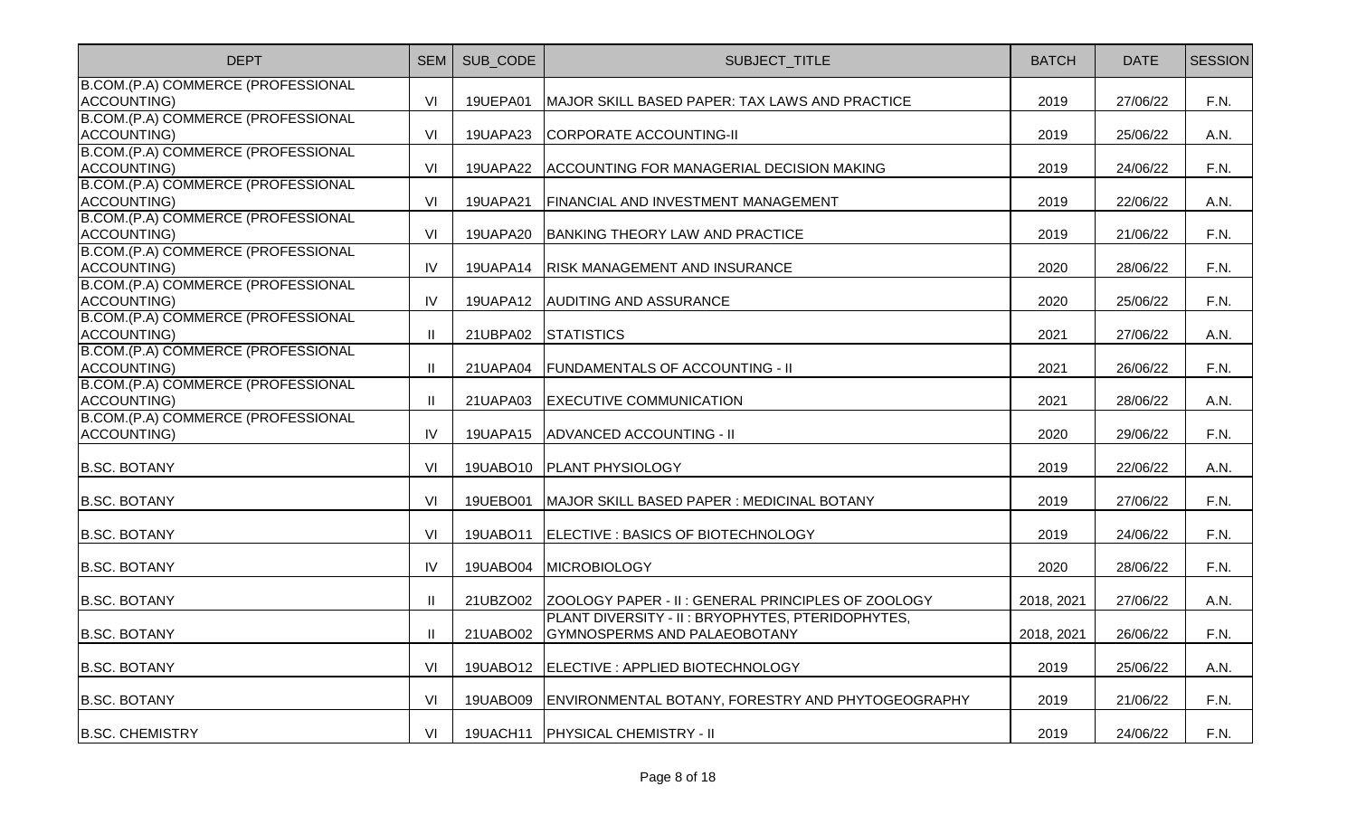| DEPT | SEM | SUB_CODE | SUBJECT_TITLE | BATCH | DATE | SESSION |
|---|---|---|---|---|---|---|
| B.COM.(P.A) COMMERCE (PROFESSIONAL ACCOUNTING) | VI | 19UEPA01 | MAJOR SKILL BASED PAPER: TAX LAWS AND PRACTICE | 2019 | 27/06/22 | F.N. |
| B.COM.(P.A) COMMERCE (PROFESSIONAL ACCOUNTING) | VI | 19UAPA23 | CORPORATE ACCOUNTING-II | 2019 | 25/06/22 | A.N. |
| B.COM.(P.A) COMMERCE (PROFESSIONAL ACCOUNTING) | VI | 19UAPA22 | ACCOUNTING FOR MANAGERIAL DECISION MAKING | 2019 | 24/06/22 | F.N. |
| B.COM.(P.A) COMMERCE (PROFESSIONAL ACCOUNTING) | VI | 19UAPA21 | FINANCIAL AND INVESTMENT MANAGEMENT | 2019 | 22/06/22 | A.N. |
| B.COM.(P.A) COMMERCE (PROFESSIONAL ACCOUNTING) | VI | 19UAPA20 | BANKING THEORY LAW AND PRACTICE | 2019 | 21/06/22 | F.N. |
| B.COM.(P.A) COMMERCE (PROFESSIONAL ACCOUNTING) | IV | 19UAPA14 | RISK MANAGEMENT AND INSURANCE | 2020 | 28/06/22 | F.N. |
| B.COM.(P.A) COMMERCE (PROFESSIONAL ACCOUNTING) | IV | 19UAPA12 | AUDITING AND ASSURANCE | 2020 | 25/06/22 | F.N. |
| B.COM.(P.A) COMMERCE (PROFESSIONAL ACCOUNTING) | II | 21UBPA02 | STATISTICS | 2021 | 27/06/22 | A.N. |
| B.COM.(P.A) COMMERCE (PROFESSIONAL ACCOUNTING) | II | 21UAPA04 | FUNDAMENTALS OF ACCOUNTING - II | 2021 | 26/06/22 | F.N. |
| B.COM.(P.A) COMMERCE (PROFESSIONAL ACCOUNTING) | II | 21UAPA03 | EXECUTIVE COMMUNICATION | 2021 | 28/06/22 | A.N. |
| B.COM.(P.A) COMMERCE (PROFESSIONAL ACCOUNTING) | IV | 19UAPA15 | ADVANCED ACCOUNTING - II | 2020 | 29/06/22 | F.N. |
| B.SC. BOTANY | VI | 19UABO10 | PLANT PHYSIOLOGY | 2019 | 22/06/22 | A.N. |
| B.SC. BOTANY | VI | 19UEBO01 | MAJOR SKILL BASED PAPER : MEDICINAL BOTANY | 2019 | 27/06/22 | F.N. |
| B.SC. BOTANY | VI | 19UABO11 | ELECTIVE : BASICS OF BIOTECHNOLOGY | 2019 | 24/06/22 | F.N. |
| B.SC. BOTANY | IV | 19UABO04 | MICROBIOLOGY | 2020 | 28/06/22 | F.N. |
| B.SC. BOTANY | II | 21UBZO02 | ZOOLOGY PAPER - II : GENERAL PRINCIPLES OF ZOOLOGY | 2018, 2021 | 27/06/22 | A.N. |
| B.SC. BOTANY | II | 21UABO02 | PLANT DIVERSITY - II : BRYOPHYTES, PTERIDOPHYTES, GYMNOSPERMS AND PALAEOBOTANY | 2018, 2021 | 26/06/22 | F.N. |
| B.SC. BOTANY | VI | 19UABO12 | ELECTIVE : APPLIED BIOTECHNOLOGY | 2019 | 25/06/22 | A.N. |
| B.SC. BOTANY | VI | 19UABO09 | ENVIRONMENTAL BOTANY, FORESTRY AND PHYTOGEOGRAPHY | 2019 | 21/06/22 | F.N. |
| B.SC. CHEMISTRY | VI | 19UACH11 | PHYSICAL CHEMISTRY - II | 2019 | 24/06/22 | F.N. |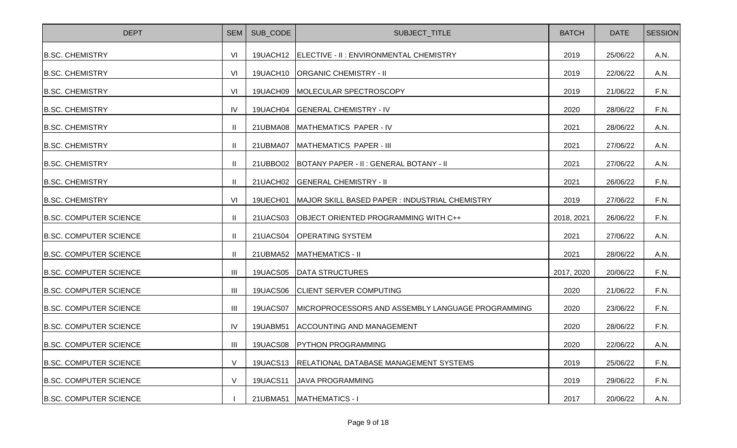| DEPT | SEM | SUB_CODE | SUBJECT_TITLE | BATCH | DATE | SESSION |
| --- | --- | --- | --- | --- | --- | --- |
| B.SC. CHEMISTRY | VI | 19UACH12 | ELECTIVE - II : ENVIRONMENTAL CHEMISTRY | 2019 | 25/06/22 | A.N. |
| B.SC. CHEMISTRY | VI | 19UACH10 | ORGANIC CHEMISTRY - II | 2019 | 22/06/22 | A.N. |
| B.SC. CHEMISTRY | VI | 19UACH09 | MOLECULAR SPECTROSCOPY | 2019 | 21/06/22 | F.N. |
| B.SC. CHEMISTRY | IV | 19UACH04 | GENERAL CHEMISTRY - IV | 2020 | 28/06/22 | F.N. |
| B.SC. CHEMISTRY | II | 21UBMA08 | MATHEMATICS PAPER - IV | 2021 | 28/06/22 | A.N. |
| B.SC. CHEMISTRY | II | 21UBMA07 | MATHEMATICS PAPER - III | 2021 | 27/06/22 | A.N. |
| B.SC. CHEMISTRY | II | 21UBBO02 | BOTANY PAPER - II : GENERAL BOTANY - II | 2021 | 27/06/22 | A.N. |
| B.SC. CHEMISTRY | II | 21UACH02 | GENERAL CHEMISTRY - II | 2021 | 26/06/22 | F.N. |
| B.SC. CHEMISTRY | VI | 19UECH01 | MAJOR SKILL BASED PAPER : INDUSTRIAL CHEMISTRY | 2019 | 27/06/22 | F.N. |
| B.SC. COMPUTER SCIENCE | II | 21UACS03 | OBJECT ORIENTED PROGRAMMING WITH C++ | 2018, 2021 | 26/06/22 | F.N. |
| B.SC. COMPUTER SCIENCE | II | 21UACS04 | OPERATING SYSTEM | 2021 | 27/06/22 | A.N. |
| B.SC. COMPUTER SCIENCE | II | 21UBMA52 | MATHEMATICS - II | 2021 | 28/06/22 | A.N. |
| B.SC. COMPUTER SCIENCE | III | 19UACS05 | DATA STRUCTURES | 2017, 2020 | 20/06/22 | F.N. |
| B.SC. COMPUTER SCIENCE | III | 19UACS06 | CLIENT SERVER COMPUTING | 2020 | 21/06/22 | F.N. |
| B.SC. COMPUTER SCIENCE | III | 19UACS07 | MICROPROCESSORS AND ASSEMBLY LANGUAGE PROGRAMMING | 2020 | 23/06/22 | F.N. |
| B.SC. COMPUTER SCIENCE | IV | 19UABM51 | ACCOUNTING AND MANAGEMENT | 2020 | 28/06/22 | F.N. |
| B.SC. COMPUTER SCIENCE | III | 19UACS08 | PYTHON PROGRAMMING | 2020 | 22/06/22 | A.N. |
| B.SC. COMPUTER SCIENCE | V | 19UACS13 | RELATIONAL DATABASE MANAGEMENT SYSTEMS | 2019 | 25/06/22 | F.N. |
| B.SC. COMPUTER SCIENCE | V | 19UACS11 | JAVA PROGRAMMING | 2019 | 29/06/22 | F.N. |
| B.SC. COMPUTER SCIENCE | I | 21UBMA51 | MATHEMATICS - I | 2017 | 20/06/22 | A.N. |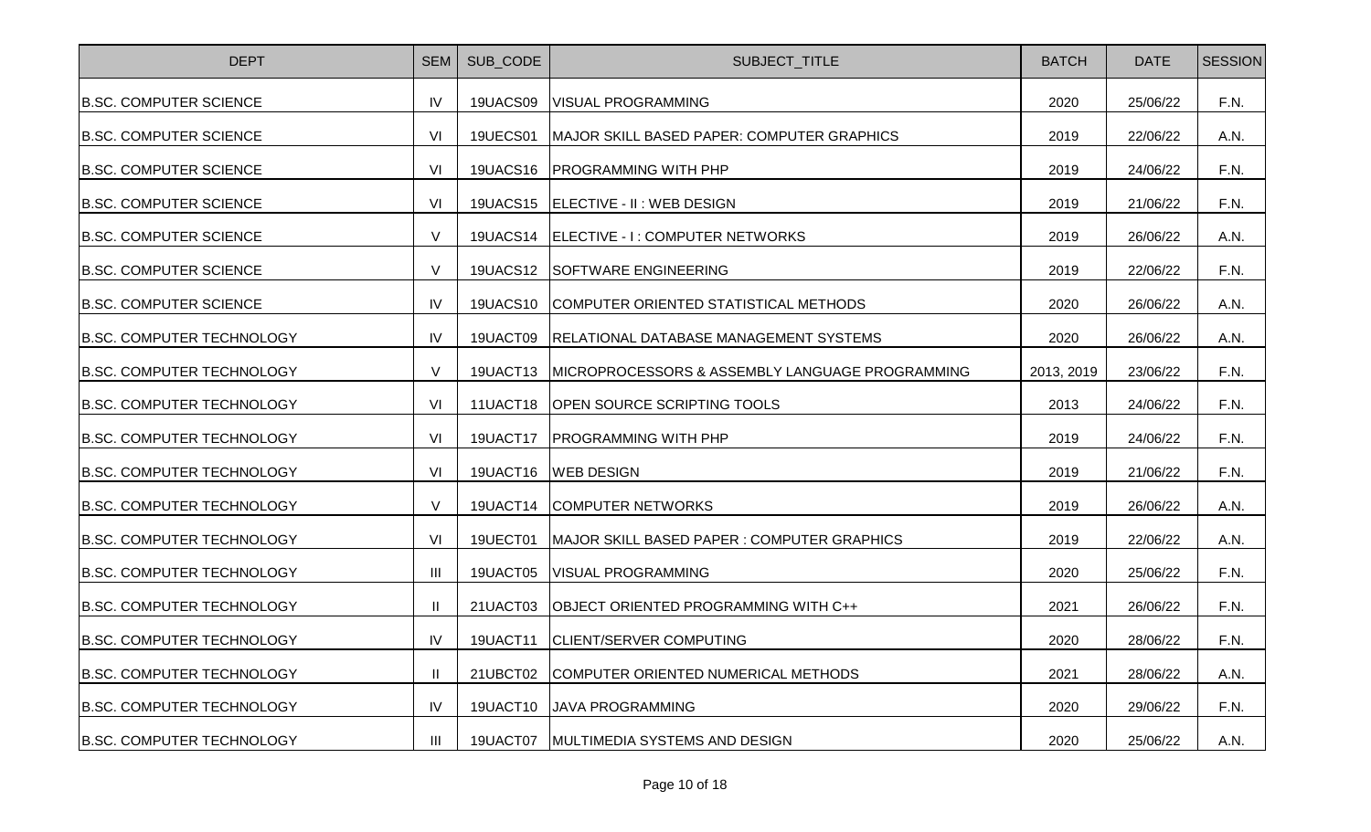| DEPT | SEM | SUB_CODE | SUBJECT_TITLE | BATCH | DATE | SESSION |
|---|---|---|---|---|---|---|
| B.SC. COMPUTER SCIENCE | IV | 19UACS09 | VISUAL PROGRAMMING | 2020 | 25/06/22 | F.N. |
| B.SC. COMPUTER SCIENCE | VI | 19UECS01 | MAJOR SKILL BASED PAPER: COMPUTER GRAPHICS | 2019 | 22/06/22 | A.N. |
| B.SC. COMPUTER SCIENCE | VI | 19UACS16 | PROGRAMMING WITH PHP | 2019 | 24/06/22 | F.N. |
| B.SC. COMPUTER SCIENCE | VI | 19UACS15 | ELECTIVE - II : WEB DESIGN | 2019 | 21/06/22 | F.N. |
| B.SC. COMPUTER SCIENCE | V | 19UACS14 | ELECTIVE - I : COMPUTER NETWORKS | 2019 | 26/06/22 | A.N. |
| B.SC. COMPUTER SCIENCE | V | 19UACS12 | SOFTWARE ENGINEERING | 2019 | 22/06/22 | F.N. |
| B.SC. COMPUTER SCIENCE | IV | 19UACS10 | COMPUTER ORIENTED STATISTICAL METHODS | 2020 | 26/06/22 | A.N. |
| B.SC. COMPUTER TECHNOLOGY | IV | 19UACT09 | RELATIONAL DATABASE MANAGEMENT SYSTEMS | 2020 | 26/06/22 | A.N. |
| B.SC. COMPUTER TECHNOLOGY | V | 19UACT13 | MICROPROCESSORS & ASSEMBLY LANGUAGE PROGRAMMING | 2013, 2019 | 23/06/22 | F.N. |
| B.SC. COMPUTER TECHNOLOGY | VI | 11UACT18 | OPEN SOURCE SCRIPTING TOOLS | 2013 | 24/06/22 | F.N. |
| B.SC. COMPUTER TECHNOLOGY | VI | 19UACT17 | PROGRAMMING WITH PHP | 2019 | 24/06/22 | F.N. |
| B.SC. COMPUTER TECHNOLOGY | VI | 19UACT16 | WEB DESIGN | 2019 | 21/06/22 | F.N. |
| B.SC. COMPUTER TECHNOLOGY | V | 19UACT14 | COMPUTER NETWORKS | 2019 | 26/06/22 | A.N. |
| B.SC. COMPUTER TECHNOLOGY | VI | 19UECT01 | MAJOR SKILL BASED PAPER : COMPUTER GRAPHICS | 2019 | 22/06/22 | A.N. |
| B.SC. COMPUTER TECHNOLOGY | III | 19UACT05 | VISUAL PROGRAMMING | 2020 | 25/06/22 | F.N. |
| B.SC. COMPUTER TECHNOLOGY | II | 21UACT03 | OBJECT ORIENTED PROGRAMMING WITH C++ | 2021 | 26/06/22 | F.N. |
| B.SC. COMPUTER TECHNOLOGY | IV | 19UACT11 | CLIENT/SERVER COMPUTING | 2020 | 28/06/22 | F.N. |
| B.SC. COMPUTER TECHNOLOGY | II | 21UBCT02 | COMPUTER ORIENTED NUMERICAL METHODS | 2021 | 28/06/22 | A.N. |
| B.SC. COMPUTER TECHNOLOGY | IV | 19UACT10 | JAVA PROGRAMMING | 2020 | 29/06/22 | F.N. |
| B.SC. COMPUTER TECHNOLOGY | III | 19UACT07 | MULTIMEDIA SYSTEMS AND DESIGN | 2020 | 25/06/22 | A.N. |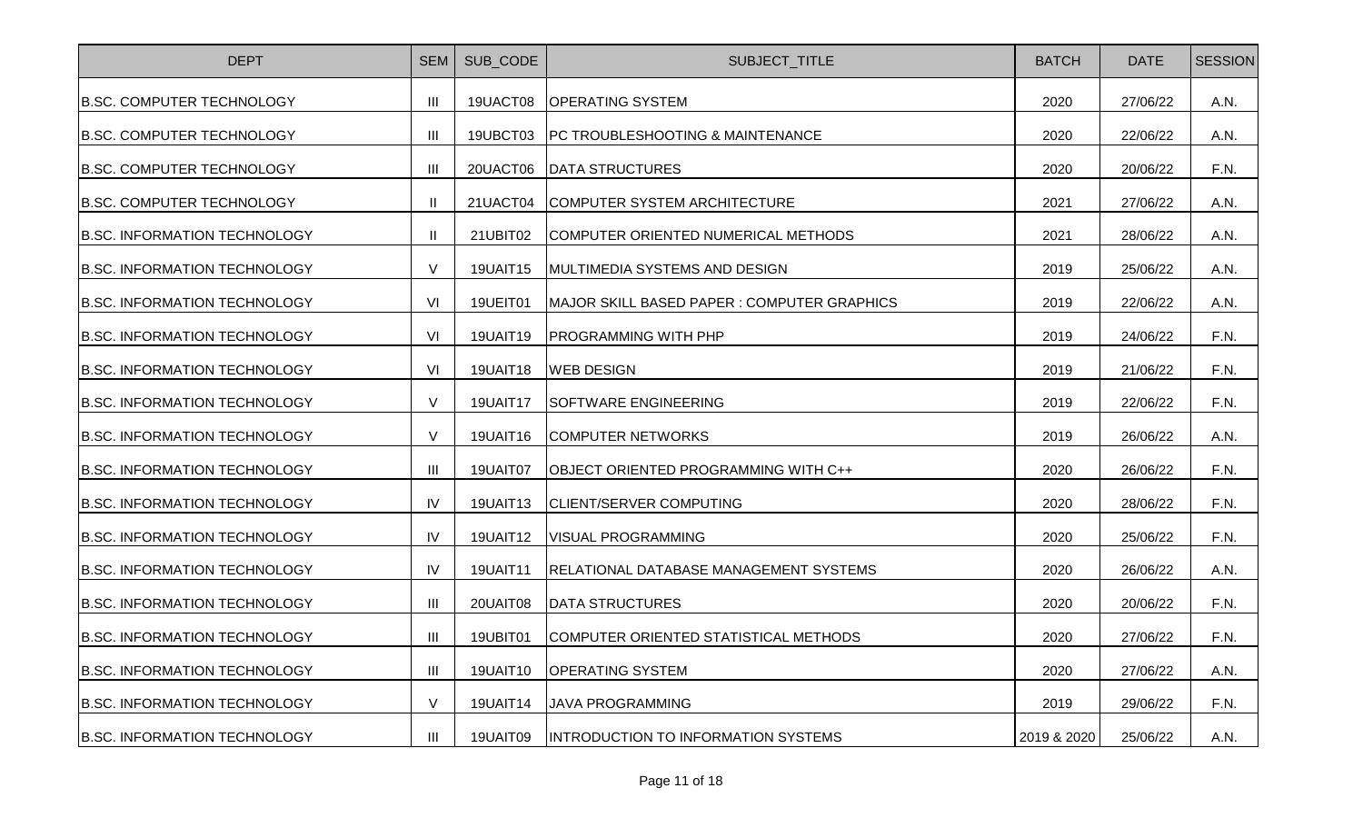| DEPT | SEM | SUB_CODE | SUBJECT_TITLE | BATCH | DATE | SESSION |
| --- | --- | --- | --- | --- | --- | --- |
| B.SC. COMPUTER TECHNOLOGY | III | 19UACT08 | OPERATING SYSTEM | 2020 | 27/06/22 | A.N. |
| B.SC. COMPUTER TECHNOLOGY | III | 19UBCT03 | PC TROUBLESHOOTING & MAINTENANCE | 2020 | 22/06/22 | A.N. |
| B.SC. COMPUTER TECHNOLOGY | III | 20UACT06 | DATA STRUCTURES | 2020 | 20/06/22 | F.N. |
| B.SC. COMPUTER TECHNOLOGY | II | 21UACT04 | COMPUTER SYSTEM ARCHITECTURE | 2021 | 27/06/22 | A.N. |
| B.SC. INFORMATION TECHNOLOGY | II | 21UBIT02 | COMPUTER ORIENTED NUMERICAL METHODS | 2021 | 28/06/22 | A.N. |
| B.SC. INFORMATION TECHNOLOGY | V | 19UAIT15 | MULTIMEDIA SYSTEMS AND DESIGN | 2019 | 25/06/22 | A.N. |
| B.SC. INFORMATION TECHNOLOGY | VI | 19UEIT01 | MAJOR SKILL BASED PAPER : COMPUTER GRAPHICS | 2019 | 22/06/22 | A.N. |
| B.SC. INFORMATION TECHNOLOGY | VI | 19UAIT19 | PROGRAMMING WITH PHP | 2019 | 24/06/22 | F.N. |
| B.SC. INFORMATION TECHNOLOGY | VI | 19UAIT18 | WEB DESIGN | 2019 | 21/06/22 | F.N. |
| B.SC. INFORMATION TECHNOLOGY | V | 19UAIT17 | SOFTWARE ENGINEERING | 2019 | 22/06/22 | F.N. |
| B.SC. INFORMATION TECHNOLOGY | V | 19UAIT16 | COMPUTER NETWORKS | 2019 | 26/06/22 | A.N. |
| B.SC. INFORMATION TECHNOLOGY | III | 19UAIT07 | OBJECT ORIENTED PROGRAMMING WITH C++ | 2020 | 26/06/22 | F.N. |
| B.SC. INFORMATION TECHNOLOGY | IV | 19UAIT13 | CLIENT/SERVER COMPUTING | 2020 | 28/06/22 | F.N. |
| B.SC. INFORMATION TECHNOLOGY | IV | 19UAIT12 | VISUAL PROGRAMMING | 2020 | 25/06/22 | F.N. |
| B.SC. INFORMATION TECHNOLOGY | IV | 19UAIT11 | RELATIONAL DATABASE MANAGEMENT SYSTEMS | 2020 | 26/06/22 | A.N. |
| B.SC. INFORMATION TECHNOLOGY | III | 20UAIT08 | DATA STRUCTURES | 2020 | 20/06/22 | F.N. |
| B.SC. INFORMATION TECHNOLOGY | III | 19UBIT01 | COMPUTER ORIENTED STATISTICAL METHODS | 2020 | 27/06/22 | F.N. |
| B.SC. INFORMATION TECHNOLOGY | III | 19UAIT10 | OPERATING SYSTEM | 2020 | 27/06/22 | A.N. |
| B.SC. INFORMATION TECHNOLOGY | V | 19UAIT14 | JAVA PROGRAMMING | 2019 | 29/06/22 | F.N. |
| B.SC. INFORMATION TECHNOLOGY | III | 19UAIT09 | INTRODUCTION TO INFORMATION SYSTEMS | 2019 & 2020 | 25/06/22 | A.N. |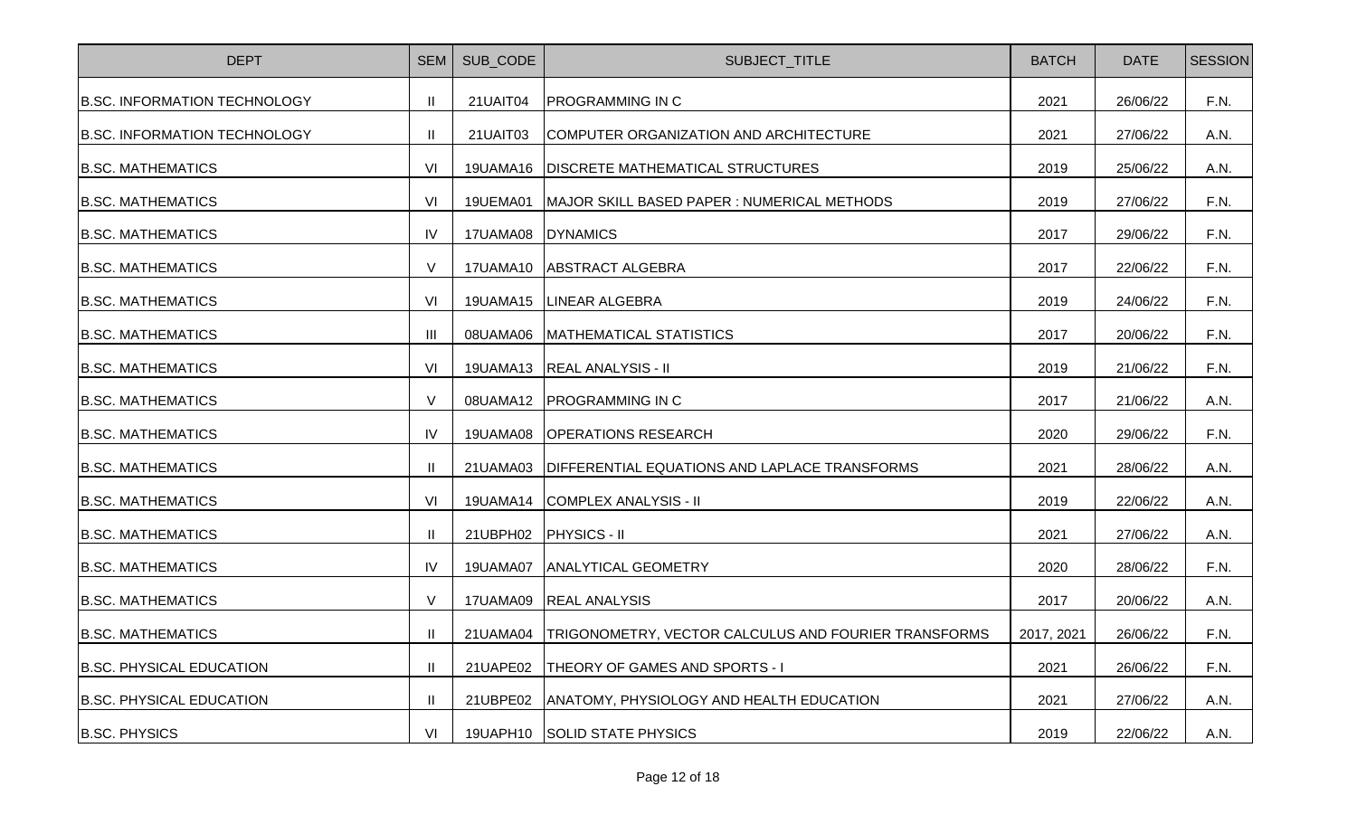| DEPT | SEM | SUB_CODE | SUBJECT_TITLE | BATCH | DATE | SESSION |
|---|---|---|---|---|---|---|
| B.SC. INFORMATION TECHNOLOGY | II | 21UAIT04 | PROGRAMMING IN C | 2021 | 26/06/22 | F.N. |
| B.SC. INFORMATION TECHNOLOGY | II | 21UAIT03 | COMPUTER ORGANIZATION AND ARCHITECTURE | 2021 | 27/06/22 | A.N. |
| B.SC. MATHEMATICS | VI | 19UAMA16 | DISCRETE MATHEMATICAL STRUCTURES | 2019 | 25/06/22 | A.N. |
| B.SC. MATHEMATICS | VI | 19UEMA01 | MAJOR SKILL BASED PAPER : NUMERICAL METHODS | 2019 | 27/06/22 | F.N. |
| B.SC. MATHEMATICS | IV | 17UAMA08 | DYNAMICS | 2017 | 29/06/22 | F.N. |
| B.SC. MATHEMATICS | V | 17UAMA10 | ABSTRACT ALGEBRA | 2017 | 22/06/22 | F.N. |
| B.SC. MATHEMATICS | VI | 19UAMA15 | LINEAR ALGEBRA | 2019 | 24/06/22 | F.N. |
| B.SC. MATHEMATICS | III | 08UAMA06 | MATHEMATICAL STATISTICS | 2017 | 20/06/22 | F.N. |
| B.SC. MATHEMATICS | VI | 19UAMA13 | REAL ANALYSIS - II | 2019 | 21/06/22 | F.N. |
| B.SC. MATHEMATICS | V | 08UAMA12 | PROGRAMMING IN C | 2017 | 21/06/22 | A.N. |
| B.SC. MATHEMATICS | IV | 19UAMA08 | OPERATIONS RESEARCH | 2020 | 29/06/22 | F.N. |
| B.SC. MATHEMATICS | II | 21UAMA03 | DIFFERENTIAL EQUATIONS AND LAPLACE TRANSFORMS | 2021 | 28/06/22 | A.N. |
| B.SC. MATHEMATICS | VI | 19UAMA14 | COMPLEX ANALYSIS - II | 2019 | 22/06/22 | A.N. |
| B.SC. MATHEMATICS | II | 21UBPH02 | PHYSICS - II | 2021 | 27/06/22 | A.N. |
| B.SC. MATHEMATICS | IV | 19UAMA07 | ANALYTICAL GEOMETRY | 2020 | 28/06/22 | F.N. |
| B.SC. MATHEMATICS | V | 17UAMA09 | REAL ANALYSIS | 2017 | 20/06/22 | A.N. |
| B.SC. MATHEMATICS | II | 21UAMA04 | TRIGONOMETRY, VECTOR CALCULUS AND FOURIER TRANSFORMS | 2017, 2021 | 26/06/22 | F.N. |
| B.SC. PHYSICAL EDUCATION | II | 21UAPE02 | THEORY OF GAMES AND SPORTS - I | 2021 | 26/06/22 | F.N. |
| B.SC. PHYSICAL EDUCATION | II | 21UBPE02 | ANATOMY, PHYSIOLOGY AND HEALTH EDUCATION | 2021 | 27/06/22 | A.N. |
| B.SC. PHYSICS | VI | 19UAPH10 | SOLID STATE PHYSICS | 2019 | 22/06/22 | A.N. |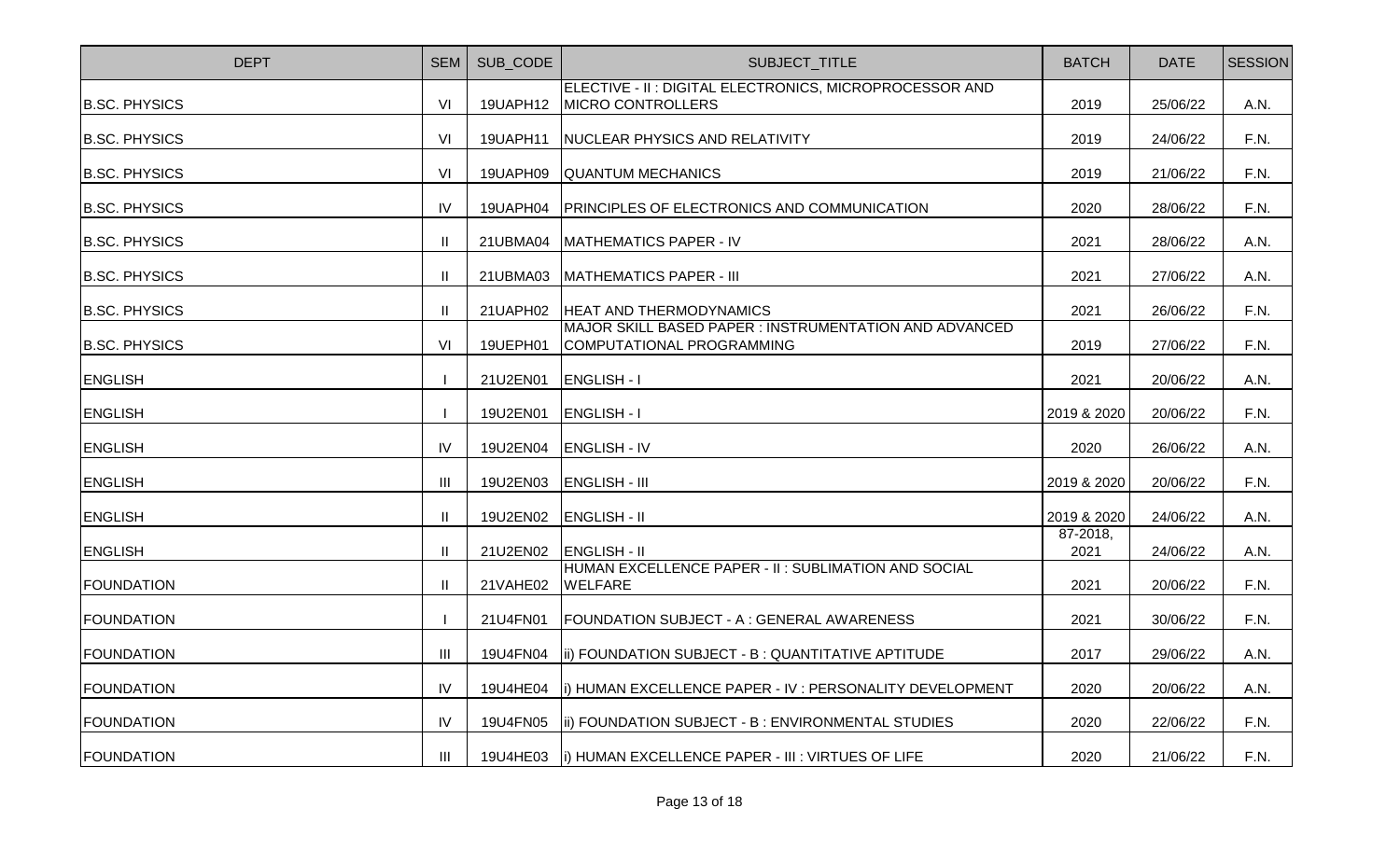| DEPT | SEM | SUB_CODE | SUBJECT_TITLE | BATCH | DATE | SESSION |
|---|---|---|---|---|---|---|
| B.SC. PHYSICS | VI | 19UAPH12 | ELECTIVE - II : DIGITAL ELECTRONICS, MICROPROCESSOR AND MICRO CONTROLLERS | 2019 | 25/06/22 | A.N. |
| B.SC. PHYSICS | VI | 19UAPH11 | NUCLEAR PHYSICS AND RELATIVITY | 2019 | 24/06/22 | F.N. |
| B.SC. PHYSICS | VI | 19UAPH09 | QUANTUM MECHANICS | 2019 | 21/06/22 | F.N. |
| B.SC. PHYSICS | IV | 19UAPH04 | PRINCIPLES OF ELECTRONICS AND COMMUNICATION | 2020 | 28/06/22 | F.N. |
| B.SC. PHYSICS | II | 21UBMA04 | MATHEMATICS PAPER - IV | 2021 | 28/06/22 | A.N. |
| B.SC. PHYSICS | II | 21UBMA03 | MATHEMATICS PAPER - III | 2021 | 27/06/22 | A.N. |
| B.SC. PHYSICS | II | 21UAPH02 | HEAT AND THERMODYNAMICS | 2021 | 26/06/22 | F.N. |
| B.SC. PHYSICS | VI | 19UEPH01 | MAJOR SKILL BASED PAPER : INSTRUMENTATION AND ADVANCED COMPUTATIONAL PROGRAMMING | 2019 | 27/06/22 | F.N. |
| ENGLISH | I | 21U2EN01 | ENGLISH - I | 2021 | 20/06/22 | A.N. |
| ENGLISH | I | 19U2EN01 | ENGLISH - I | 2019 & 2020 | 20/06/22 | F.N. |
| ENGLISH | IV | 19U2EN04 | ENGLISH - IV | 2020 | 26/06/22 | A.N. |
| ENGLISH | III | 19U2EN03 | ENGLISH - III | 2019 & 2020 | 20/06/22 | F.N. |
| ENGLISH | II | 19U2EN02 | ENGLISH - II | 2019 & 2020 | 24/06/22 | A.N. |
| ENGLISH | II | 21U2EN02 | ENGLISH - II | 87-2018, 2021 | 24/06/22 | A.N. |
| FOUNDATION | II | 21VAHE02 | HUMAN EXCELLENCE PAPER - II : SUBLIMATION AND SOCIAL WELFARE | 2021 | 20/06/22 | F.N. |
| FOUNDATION | I | 21U4FN01 | FOUNDATION SUBJECT - A : GENERAL AWARENESS | 2021 | 30/06/22 | F.N. |
| FOUNDATION | III | 19U4FN04 | ii) FOUNDATION SUBJECT - B : QUANTITATIVE APTITUDE | 2017 | 29/06/22 | A.N. |
| FOUNDATION | IV | 19U4HE04 | i) HUMAN EXCELLENCE PAPER - IV : PERSONALITY DEVELOPMENT | 2020 | 20/06/22 | A.N. |
| FOUNDATION | IV | 19U4FN05 | ii) FOUNDATION SUBJECT - B : ENVIRONMENTAL STUDIES | 2020 | 22/06/22 | F.N. |
| FOUNDATION | III | 19U4HE03 | i) HUMAN EXCELLENCE PAPER - III : VIRTUES OF LIFE | 2020 | 21/06/22 | F.N. |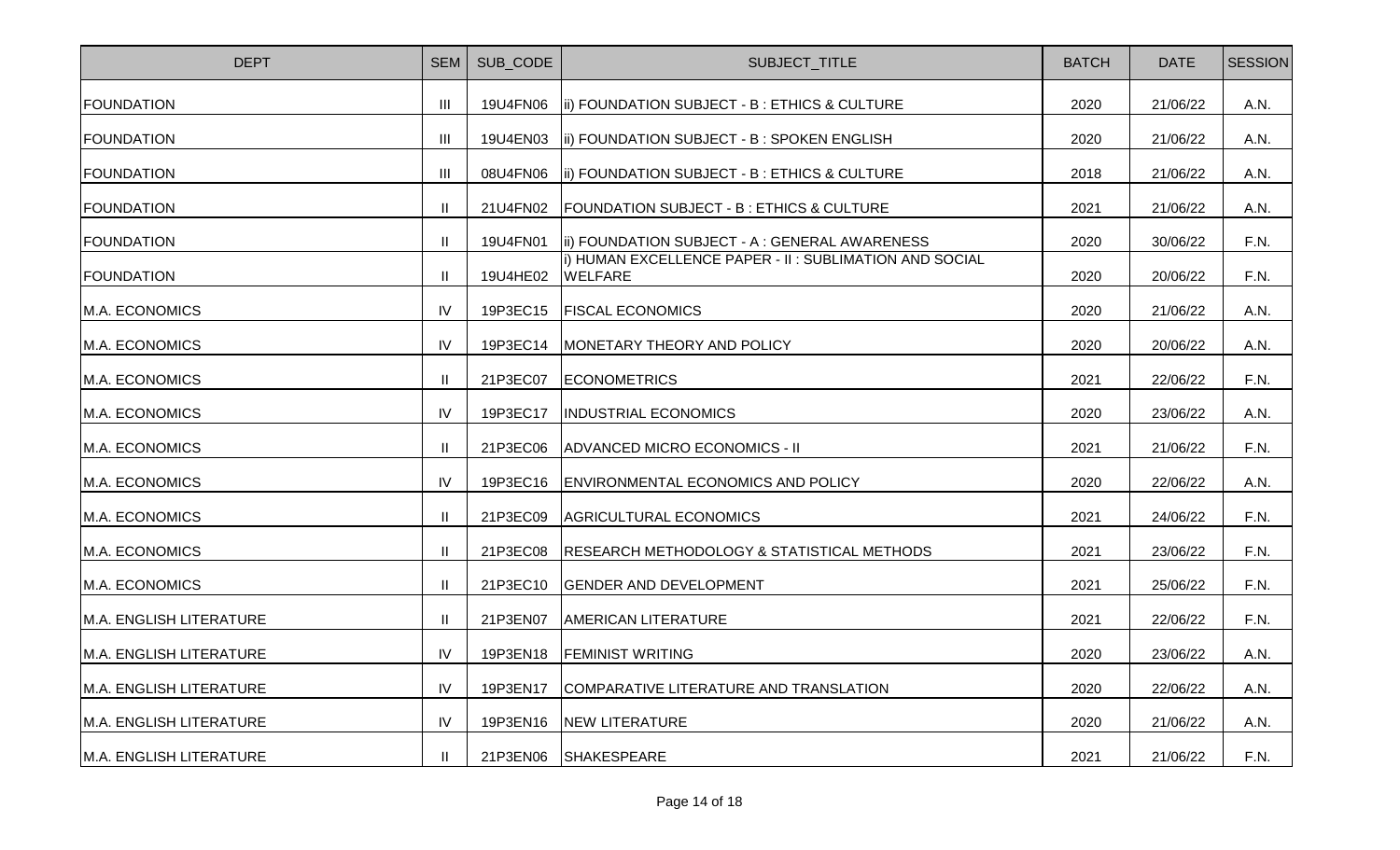| DEPT | SEM | SUB_CODE | SUBJECT_TITLE | BATCH | DATE | SESSION |
|---|---|---|---|---|---|---|
| FOUNDATION | III | 19U4FN06 | ii) FOUNDATION SUBJECT - B : ETHICS & CULTURE | 2020 | 21/06/22 | A.N. |
| FOUNDATION | III | 19U4EN03 | ii) FOUNDATION SUBJECT - B : SPOKEN ENGLISH | 2020 | 21/06/22 | A.N. |
| FOUNDATION | III | 08U4FN06 | ii) FOUNDATION SUBJECT - B : ETHICS & CULTURE | 2018 | 21/06/22 | A.N. |
| FOUNDATION | II | 21U4FN02 | FOUNDATION SUBJECT - B : ETHICS & CULTURE | 2021 | 21/06/22 | A.N. |
| FOUNDATION | II | 19U4FN01 | ii) FOUNDATION SUBJECT - A : GENERAL AWARENESS | 2020 | 30/06/22 | F.N. |
| FOUNDATION | II | 19U4HE02 | i) HUMAN EXCELLENCE PAPER - II : SUBLIMATION AND SOCIAL WELFARE | 2020 | 20/06/22 | F.N. |
| M.A. ECONOMICS | IV | 19P3EC15 | FISCAL ECONOMICS | 2020 | 21/06/22 | A.N. |
| M.A. ECONOMICS | IV | 19P3EC14 | MONETARY THEORY AND POLICY | 2020 | 20/06/22 | A.N. |
| M.A. ECONOMICS | II | 21P3EC07 | ECONOMETRICS | 2021 | 22/06/22 | F.N. |
| M.A. ECONOMICS | IV | 19P3EC17 | INDUSTRIAL ECONOMICS | 2020 | 23/06/22 | A.N. |
| M.A. ECONOMICS | II | 21P3EC06 | ADVANCED MICRO ECONOMICS - II | 2021 | 21/06/22 | F.N. |
| M.A. ECONOMICS | IV | 19P3EC16 | ENVIRONMENTAL ECONOMICS AND POLICY | 2020 | 22/06/22 | A.N. |
| M.A. ECONOMICS | II | 21P3EC09 | AGRICULTURAL ECONOMICS | 2021 | 24/06/22 | F.N. |
| M.A. ECONOMICS | II | 21P3EC08 | RESEARCH METHODOLOGY & STATISTICAL METHODS | 2021 | 23/06/22 | F.N. |
| M.A. ECONOMICS | II | 21P3EC10 | GENDER AND DEVELOPMENT | 2021 | 25/06/22 | F.N. |
| M.A. ENGLISH LITERATURE | II | 21P3EN07 | AMERICAN LITERATURE | 2021 | 22/06/22 | F.N. |
| M.A. ENGLISH LITERATURE | IV | 19P3EN18 | FEMINIST WRITING | 2020 | 23/06/22 | A.N. |
| M.A. ENGLISH LITERATURE | IV | 19P3EN17 | COMPARATIVE LITERATURE AND TRANSLATION | 2020 | 22/06/22 | A.N. |
| M.A. ENGLISH LITERATURE | IV | 19P3EN16 | NEW LITERATURE | 2020 | 21/06/22 | A.N. |
| M.A. ENGLISH LITERATURE | II | 21P3EN06 | SHAKESPEARE | 2021 | 21/06/22 | F.N. |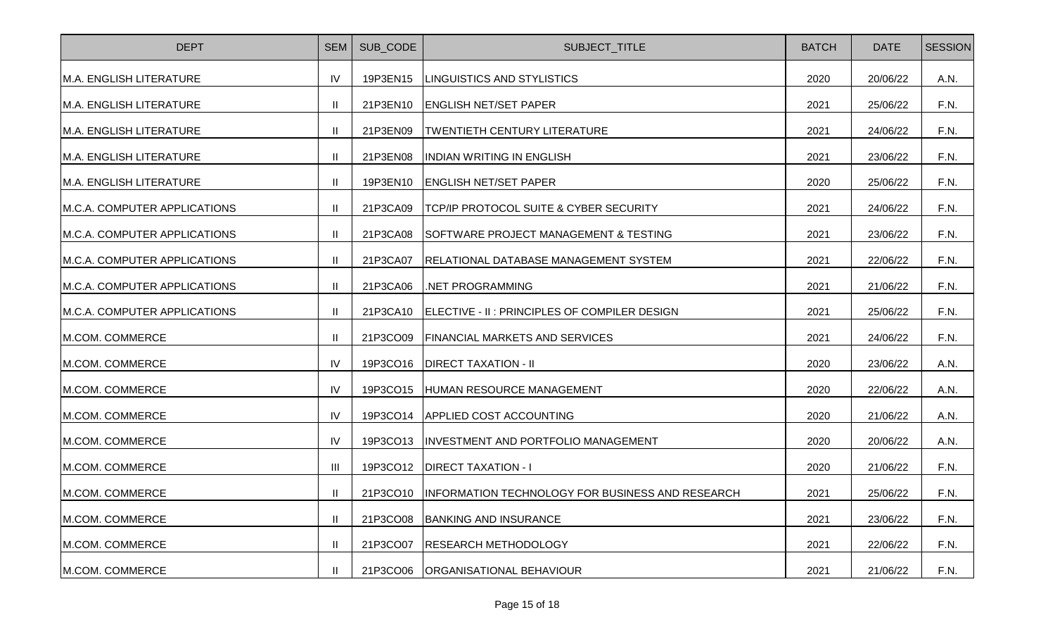| DEPT | SEM | SUB_CODE | SUBJECT_TITLE | BATCH | DATE | SESSION |
|---|---|---|---|---|---|---|
| M.A. ENGLISH LITERATURE | IV | 19P3EN15 | LINGUISTICS AND STYLISTICS | 2020 | 20/06/22 | A.N. |
| M.A. ENGLISH LITERATURE | II | 21P3EN10 | ENGLISH NET/SET PAPER | 2021 | 25/06/22 | F.N. |
| M.A. ENGLISH LITERATURE | II | 21P3EN09 | TWENTIETH CENTURY LITERATURE | 2021 | 24/06/22 | F.N. |
| M.A. ENGLISH LITERATURE | II | 21P3EN08 | INDIAN WRITING IN ENGLISH | 2021 | 23/06/22 | F.N. |
| M.A. ENGLISH LITERATURE | II | 19P3EN10 | ENGLISH NET/SET PAPER | 2020 | 25/06/22 | F.N. |
| M.C.A. COMPUTER APPLICATIONS | II | 21P3CA09 | TCP/IP PROTOCOL SUITE & CYBER SECURITY | 2021 | 24/06/22 | F.N. |
| M.C.A. COMPUTER APPLICATIONS | II | 21P3CA08 | SOFTWARE PROJECT MANAGEMENT & TESTING | 2021 | 23/06/22 | F.N. |
| M.C.A. COMPUTER APPLICATIONS | II | 21P3CA07 | RELATIONAL DATABASE MANAGEMENT SYSTEM | 2021 | 22/06/22 | F.N. |
| M.C.A. COMPUTER APPLICATIONS | II | 21P3CA06 | .NET PROGRAMMING | 2021 | 21/06/22 | F.N. |
| M.C.A. COMPUTER APPLICATIONS | II | 21P3CA10 | ELECTIVE - II : PRINCIPLES OF COMPILER DESIGN | 2021 | 25/06/22 | F.N. |
| M.COM. COMMERCE | II | 21P3CO09 | FINANCIAL MARKETS AND SERVICES | 2021 | 24/06/22 | F.N. |
| M.COM. COMMERCE | IV | 19P3CO16 | DIRECT TAXATION - II | 2020 | 23/06/22 | A.N. |
| M.COM. COMMERCE | IV | 19P3CO15 | HUMAN RESOURCE MANAGEMENT | 2020 | 22/06/22 | A.N. |
| M.COM. COMMERCE | IV | 19P3CO14 | APPLIED COST ACCOUNTING | 2020 | 21/06/22 | A.N. |
| M.COM. COMMERCE | IV | 19P3CO13 | INVESTMENT AND PORTFOLIO MANAGEMENT | 2020 | 20/06/22 | A.N. |
| M.COM. COMMERCE | III | 19P3CO12 | DIRECT TAXATION - I | 2020 | 21/06/22 | F.N. |
| M.COM. COMMERCE | II | 21P3CO10 | INFORMATION TECHNOLOGY FOR BUSINESS AND RESEARCH | 2021 | 25/06/22 | F.N. |
| M.COM. COMMERCE | II | 21P3CO08 | BANKING AND INSURANCE | 2021 | 23/06/22 | F.N. |
| M.COM. COMMERCE | II | 21P3CO07 | RESEARCH METHODOLOGY | 2021 | 22/06/22 | F.N. |
| M.COM. COMMERCE | II | 21P3CO06 | ORGANISATIONAL BEHAVIOUR | 2021 | 21/06/22 | F.N. |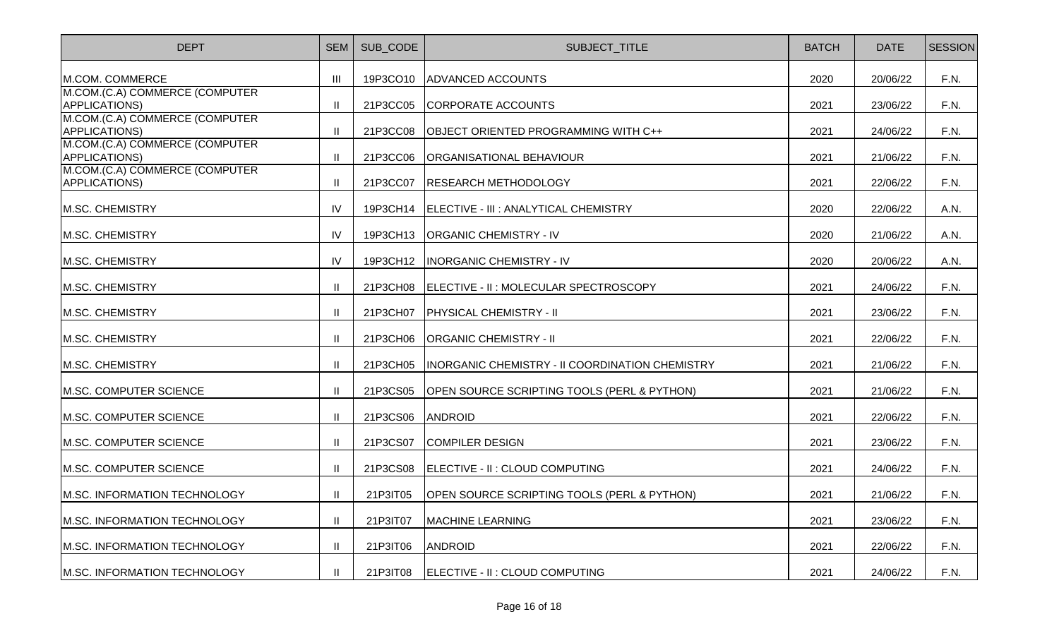| DEPT | SEM | SUB_CODE | SUBJECT_TITLE | BATCH | DATE | SESSION |
|---|---|---|---|---|---|---|
| M.COM. COMMERCE | III | 19P3CO10 | ADVANCED ACCOUNTS | 2020 | 20/06/22 | F.N. |
| M.COM.(C.A) COMMERCE (COMPUTER APPLICATIONS) | II | 21P3CC05 | CORPORATE ACCOUNTS | 2021 | 23/06/22 | F.N. |
| M.COM.(C.A) COMMERCE (COMPUTER APPLICATIONS) | II | 21P3CC08 | OBJECT ORIENTED PROGRAMMING WITH C++ | 2021 | 24/06/22 | F.N. |
| M.COM.(C.A) COMMERCE (COMPUTER APPLICATIONS) | II | 21P3CC06 | ORGANISATIONAL BEHAVIOUR | 2021 | 21/06/22 | F.N. |
| M.COM.(C.A) COMMERCE (COMPUTER APPLICATIONS) | II | 21P3CC07 | RESEARCH METHODOLOGY | 2021 | 22/06/22 | F.N. |
| M.SC. CHEMISTRY | IV | 19P3CH14 | ELECTIVE - III : ANALYTICAL CHEMISTRY | 2020 | 22/06/22 | A.N. |
| M.SC. CHEMISTRY | IV | 19P3CH13 | ORGANIC CHEMISTRY - IV | 2020 | 21/06/22 | A.N. |
| M.SC. CHEMISTRY | IV | 19P3CH12 | INORGANIC CHEMISTRY - IV | 2020 | 20/06/22 | A.N. |
| M.SC. CHEMISTRY | II | 21P3CH08 | ELECTIVE - II : MOLECULAR SPECTROSCOPY | 2021 | 24/06/22 | F.N. |
| M.SC. CHEMISTRY | II | 21P3CH07 | PHYSICAL CHEMISTRY - II | 2021 | 23/06/22 | F.N. |
| M.SC. CHEMISTRY | II | 21P3CH06 | ORGANIC CHEMISTRY - II | 2021 | 22/06/22 | F.N. |
| M.SC. CHEMISTRY | II | 21P3CH05 | INORGANIC CHEMISTRY - II COORDINATION CHEMISTRY | 2021 | 21/06/22 | F.N. |
| M.SC. COMPUTER SCIENCE | II | 21P3CS05 | OPEN SOURCE SCRIPTING TOOLS (PERL & PYTHON) | 2021 | 21/06/22 | F.N. |
| M.SC. COMPUTER SCIENCE | II | 21P3CS06 | ANDROID | 2021 | 22/06/22 | F.N. |
| M.SC. COMPUTER SCIENCE | II | 21P3CS07 | COMPILER DESIGN | 2021 | 23/06/22 | F.N. |
| M.SC. COMPUTER SCIENCE | II | 21P3CS08 | ELECTIVE - II : CLOUD COMPUTING | 2021 | 24/06/22 | F.N. |
| M.SC. INFORMATION TECHNOLOGY | II | 21P3IT05 | OPEN SOURCE SCRIPTING TOOLS (PERL & PYTHON) | 2021 | 21/06/22 | F.N. |
| M.SC. INFORMATION TECHNOLOGY | II | 21P3IT07 | MACHINE LEARNING | 2021 | 23/06/22 | F.N. |
| M.SC. INFORMATION TECHNOLOGY | II | 21P3IT06 | ANDROID | 2021 | 22/06/22 | F.N. |
| M.SC. INFORMATION TECHNOLOGY | II | 21P3IT08 | ELECTIVE - II : CLOUD COMPUTING | 2021 | 24/06/22 | F.N. |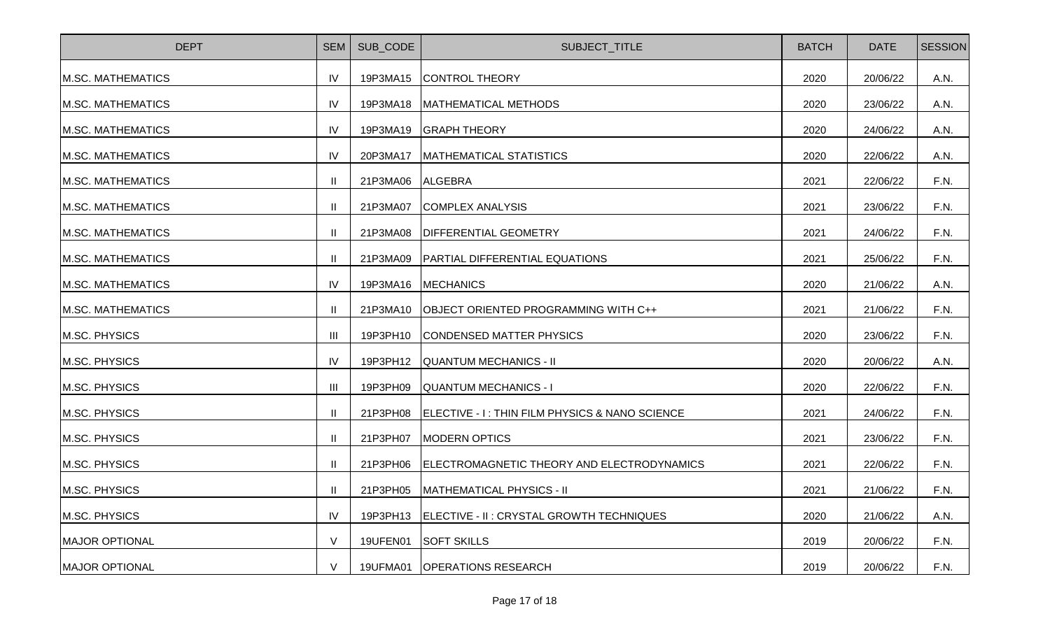| DEPT | SEM | SUB_CODE | SUBJECT_TITLE | BATCH | DATE | SESSION |
|---|---|---|---|---|---|---|
| M.SC. MATHEMATICS | IV | 19P3MA15 | CONTROL THEORY | 2020 | 20/06/22 | A.N. |
| M.SC. MATHEMATICS | IV | 19P3MA18 | MATHEMATICAL METHODS | 2020 | 23/06/22 | A.N. |
| M.SC. MATHEMATICS | IV | 19P3MA19 | GRAPH THEORY | 2020 | 24/06/22 | A.N. |
| M.SC. MATHEMATICS | IV | 20P3MA17 | MATHEMATICAL STATISTICS | 2020 | 22/06/22 | A.N. |
| M.SC. MATHEMATICS | II | 21P3MA06 | ALGEBRA | 2021 | 22/06/22 | F.N. |
| M.SC. MATHEMATICS | II | 21P3MA07 | COMPLEX ANALYSIS | 2021 | 23/06/22 | F.N. |
| M.SC. MATHEMATICS | II | 21P3MA08 | DIFFERENTIAL GEOMETRY | 2021 | 24/06/22 | F.N. |
| M.SC. MATHEMATICS | II | 21P3MA09 | PARTIAL DIFFERENTIAL EQUATIONS | 2021 | 25/06/22 | F.N. |
| M.SC. MATHEMATICS | IV | 19P3MA16 | MECHANICS | 2020 | 21/06/22 | A.N. |
| M.SC. MATHEMATICS | II | 21P3MA10 | OBJECT ORIENTED PROGRAMMING WITH C++ | 2021 | 21/06/22 | F.N. |
| M.SC. PHYSICS | III | 19P3PH10 | CONDENSED MATTER PHYSICS | 2020 | 23/06/22 | F.N. |
| M.SC. PHYSICS | IV | 19P3PH12 | QUANTUM MECHANICS - II | 2020 | 20/06/22 | A.N. |
| M.SC. PHYSICS | III | 19P3PH09 | QUANTUM MECHANICS - I | 2020 | 22/06/22 | F.N. |
| M.SC. PHYSICS | II | 21P3PH08 | ELECTIVE - I : THIN FILM PHYSICS & NANO SCIENCE | 2021 | 24/06/22 | F.N. |
| M.SC. PHYSICS | II | 21P3PH07 | MODERN OPTICS | 2021 | 23/06/22 | F.N. |
| M.SC. PHYSICS | II | 21P3PH06 | ELECTROMAGNETIC THEORY AND ELECTRODYNAMICS | 2021 | 22/06/22 | F.N. |
| M.SC. PHYSICS | II | 21P3PH05 | MATHEMATICAL PHYSICS - II | 2021 | 21/06/22 | F.N. |
| M.SC. PHYSICS | IV | 19P3PH13 | ELECTIVE - II : CRYSTAL GROWTH TECHNIQUES | 2020 | 21/06/22 | A.N. |
| MAJOR OPTIONAL | V | 19UFEN01 | SOFT SKILLS | 2019 | 20/06/22 | F.N. |
| MAJOR OPTIONAL | V | 19UFMA01 | OPERATIONS RESEARCH | 2019 | 20/06/22 | F.N. |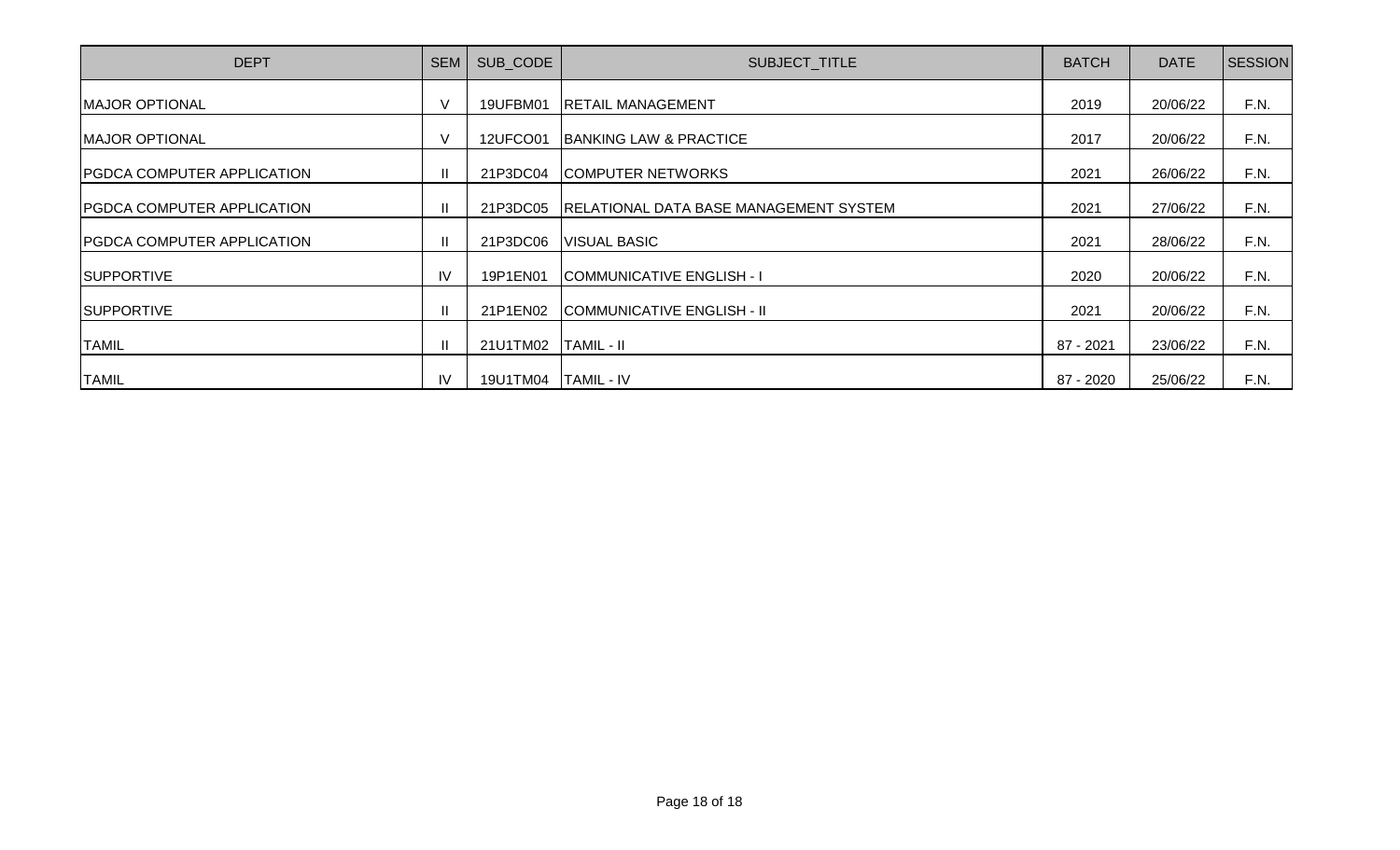| DEPT | SEM | SUB_CODE | SUBJECT_TITLE | BATCH | DATE | SESSION |
|---|---|---|---|---|---|---|
| MAJOR OPTIONAL | V | 19UFBM01 | RETAIL MANAGEMENT | 2019 | 20/06/22 | F.N. |
| MAJOR OPTIONAL | V | 12UFCO01 | BANKING LAW & PRACTICE | 2017 | 20/06/22 | F.N. |
| PGDCA COMPUTER APPLICATION | II | 21P3DC04 | COMPUTER NETWORKS | 2021 | 26/06/22 | F.N. |
| PGDCA COMPUTER APPLICATION | II | 21P3DC05 | RELATIONAL DATA BASE MANAGEMENT SYSTEM | 2021 | 27/06/22 | F.N. |
| PGDCA COMPUTER APPLICATION | II | 21P3DC06 | VISUAL BASIC | 2021 | 28/06/22 | F.N. |
| SUPPORTIVE | IV | 19P1EN01 | COMMUNICATIVE ENGLISH - I | 2020 | 20/06/22 | F.N. |
| SUPPORTIVE | II | 21P1EN02 | COMMUNICATIVE ENGLISH - II | 2021 | 20/06/22 | F.N. |
| TAMIL | II | 21U1TM02 | TAMIL - II | 87 - 2021 | 23/06/22 | F.N. |
| TAMIL | IV | 19U1TM04 | TAMIL - IV | 87 - 2020 | 25/06/22 | F.N. |